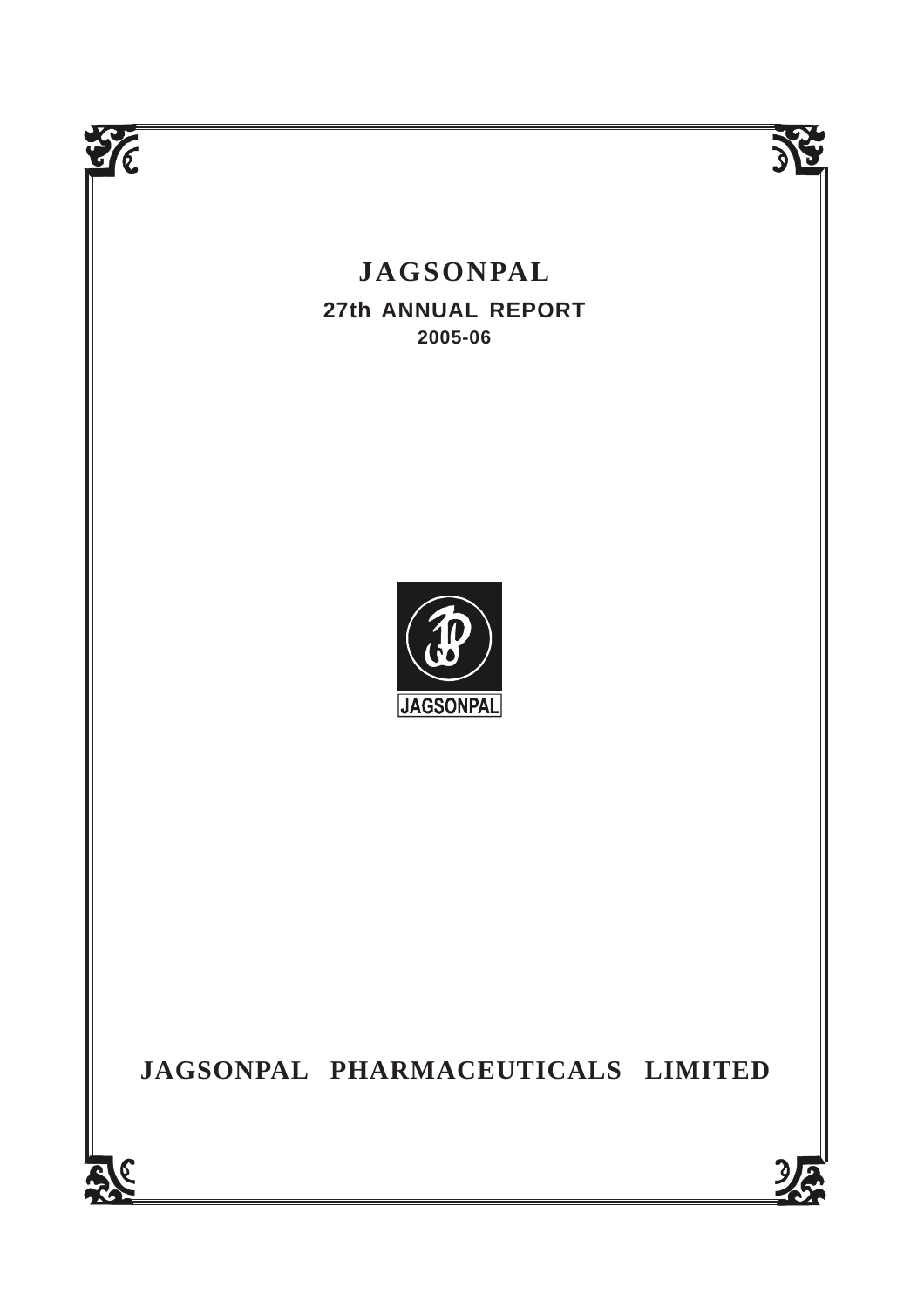# JAGSONPAL

## 27th ANNUAL REPORT

### 2005-06

JAGSONPAL

## JAGSONPAL PHARMACEUTICALS LIMITED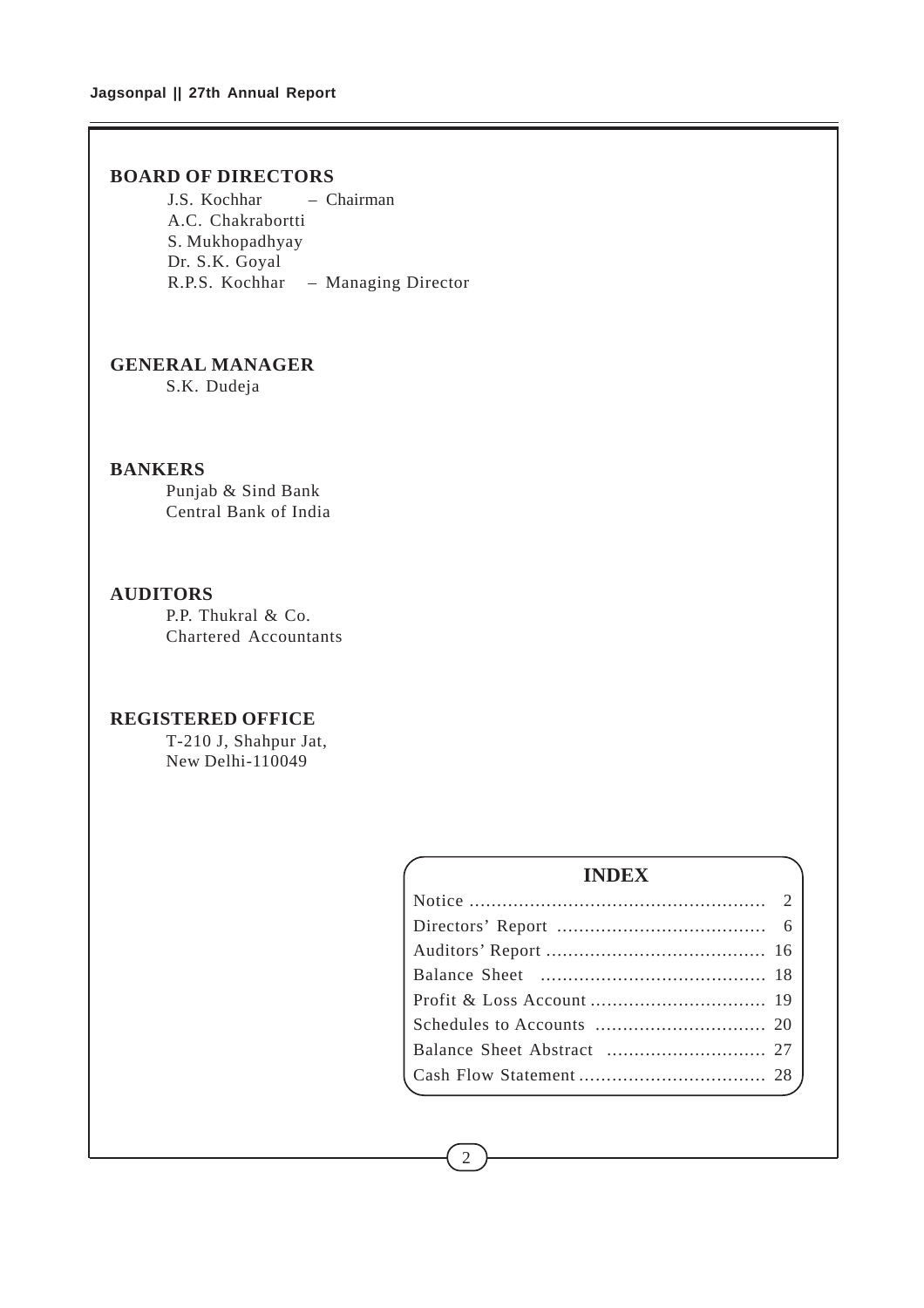## BOARD OF DIRECTORS

J.S. Kochhar – Chairman
A.C. Chakrabortti
S. Mukhopadhyay
Dr. S.K. Goyal
R.P.S. Kochhar – Managing Director

## GENERAL MANAGER

S.K. Dudeja

## BANKERS

Punjab & Sind Bank
Central Bank of India

## AUDITORS

P.P. Thukral & Co.
Chartered Accountants

## REGISTERED OFFICE

T-210 J, Shahpur Jat,
New Delhi-110049

## INDEX

| Item | Page |
|---|---|
| Notice | 2 |
| Directors' Report | 6 |
| Auditors' Report | 16 |
| Balance Sheet | 18 |
| Profit & Loss Account | 19 |
| Schedules to Accounts | 20 |
| Balance Sheet Abstract | 27 |
| Cash Flow Statement | 28 |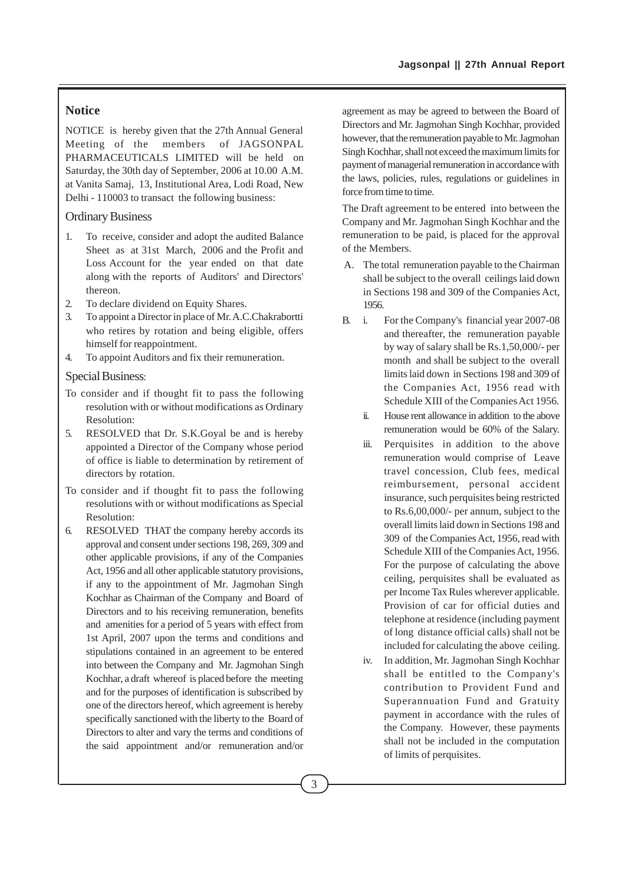## Notice

NOTICE is hereby given that the 27th Annual General Meeting of the members of JAGSONPAL PHARMACEUTICALS LIMITED will be held on Saturday, the 30th day of September, 2006 at 10.00 A.M. at Vanita Samaj, 13, Institutional Area, Lodi Road, New Delhi - 110003 to transact the following business:

### Ordinary Business

1. To receive, consider and adopt the audited Balance Sheet as at 31st March, 2006 and the Profit and Loss Account for the year ended on that date along with the reports of Auditors' and Directors' thereon.
2. To declare dividend on Equity Shares.
3. To appoint a Director in place of Mr. A.C.Chakrabortti who retires by rotation and being eligible, offers himself for reappointment.
4. To appoint Auditors and fix their remuneration.

### Special Business:

To consider and if thought fit to pass the following resolution with or without modifications as Ordinary Resolution:

5. RESOLVED that Dr. S.K.Goyal be and is hereby appointed a Director of the Company whose period of office is liable to determination by retirement of directors by rotation.

To consider and if thought fit to pass the following resolutions with or without modifications as Special Resolution:

6. RESOLVED THAT the company hereby accords its approval and consent under sections 198, 269, 309 and other applicable provisions, if any of the Companies Act, 1956 and all other applicable statutory provisions, if any to the appointment of Mr. Jagmohan Singh Kochhar as Chairman of the Company and Board of Directors and to his receiving remuneration, benefits and amenities for a period of 5 years with effect from 1st April, 2007 upon the terms and conditions and stipulations contained in an agreement to be entered into between the Company and Mr. Jagmohan Singh Kochhar, a draft whereof is placed before the meeting and for the purposes of identification is subscribed by one of the directors hereof, which agreement is hereby specifically sanctioned with the liberty to the Board of Directors to alter and vary the terms and conditions of the said appointment and/or remuneration and/or agreement as may be agreed to between the Board of Directors and Mr. Jagmohan Singh Kochhar, provided however, that the remuneration payable to Mr. Jagmohan Singh Kochhar, shall not exceed the maximum limits for payment of managerial remuneration in accordance with the laws, policies, rules, regulations or guidelines in force from time to time.

The Draft agreement to be entered into between the Company and Mr. Jagmohan Singh Kochhar and the remuneration to be paid, is placed for the approval of the Members.

A. The total remuneration payable to the Chairman shall be subject to the overall ceilings laid down in Sections 198 and 309 of the Companies Act, 1956.

B. i. For the Company's financial year 2007-08 and thereafter, the remuneration payable by way of salary shall be Rs.1,50,000/- per month and shall be subject to the overall limits laid down in Sections 198 and 309 of the Companies Act, 1956 read with Schedule XIII of the Companies Act 1956.

ii. House rent allowance in addition to the above remuneration would be 60% of the Salary.

iii. Perquisites in addition to the above remuneration would comprise of Leave travel concession, Club fees, medical reimbursement, personal accident insurance, such perquisites being restricted to Rs.6,00,000/- per annum, subject to the overall limits laid down in Sections 198 and 309 of the Companies Act, 1956, read with Schedule XIII of the Companies Act, 1956. For the purpose of calculating the above ceiling, perquisites shall be evaluated as per Income Tax Rules wherever applicable. Provision of car for official duties and telephone at residence (including payment of long distance official calls) shall not be included for calculating the above ceiling.

iv. In addition, Mr. Jagmohan Singh Kochhar shall be entitled to the Company's contribution to Provident Fund and Superannuation Fund and Gratuity payment in accordance with the rules of the Company. However, these payments shall not be included in the computation of limits of perquisites.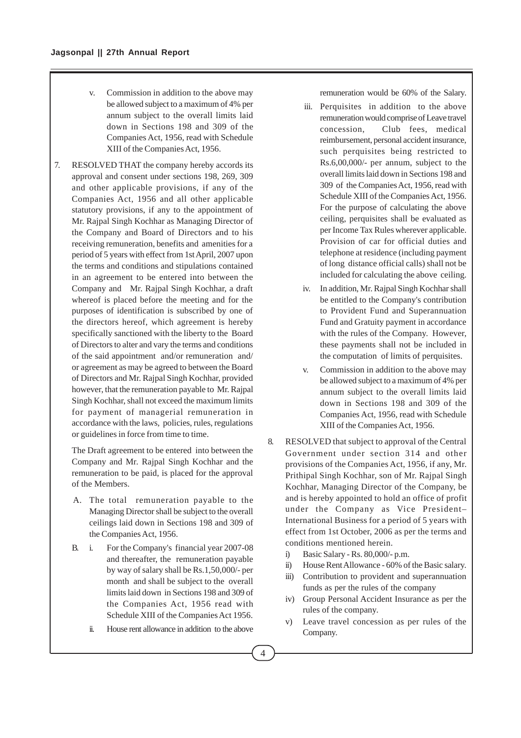v. Commission in addition to the above may be allowed subject to a maximum of 4% per annum subject to the overall limits laid down in Sections 198 and 309 of the Companies Act, 1956, read with Schedule XIII of the Companies Act, 1956.

7. RESOLVED THAT the company hereby accords its approval and consent under sections 198, 269, 309 and other applicable provisions, if any of the Companies Act, 1956 and all other applicable statutory provisions, if any to the appointment of Mr. Rajpal Singh Kochhar as Managing Director of the Company and Board of Directors and to his receiving remuneration, benefits and amenities for a period of 5 years with effect from 1st April, 2007 upon the terms and conditions and stipulations contained in an agreement to be entered into between the Company and Mr. Rajpal Singh Kochhar, a draft whereof is placed before the meeting and for the purposes of identification is subscribed by one of the directors hereof, which agreement is hereby specifically sanctioned with the liberty to the Board of Directors to alter and vary the terms and conditions of the said appointment and/or remuneration and/ or agreement as may be agreed to between the Board of Directors and Mr. Rajpal Singh Kochhar, provided however, that the remuneration payable to Mr. Rajpal Singh Kochhar, shall not exceed the maximum limits for payment of managerial remuneration in accordance with the laws, policies, rules, regulations or guidelines in force from time to time.

   The Draft agreement to be entered into between the Company and Mr. Rajpal Singh Kochhar and the remuneration to be paid, is placed for the approval of the Members.

   A. The total remuneration payable to the Managing Director shall be subject to the overall ceilings laid down in Sections 198 and 309 of the Companies Act, 1956.

   B. i. For the Company's financial year 2007-08 and thereafter, the remuneration payable by way of salary shall be Rs.1,50,000/- per month and shall be subject to the overall limits laid down in Sections 198 and 309 of the Companies Act, 1956 read with Schedule XIII of the Companies Act 1956.

      ii. House rent allowance in addition to the above remuneration would be 60% of the Salary.

      iii. Perquisites in addition to the above remuneration would comprise of Leave travel concession, Club fees, medical reimbursement, personal accident insurance, such perquisites being restricted to Rs.6,00,000/- per annum, subject to the overall limits laid down in Sections 198 and 309 of the Companies Act, 1956, read with Schedule XIII of the Companies Act, 1956. For the purpose of calculating the above ceiling, perquisites shall be evaluated as per Income Tax Rules wherever applicable. Provision of car for official duties and telephone at residence (including payment of long distance official calls) shall not be included for calculating the above ceiling.

      iv. In addition, Mr. Rajpal Singh Kochhar shall be entitled to the Company's contribution to Provident Fund and Superannuation Fund and Gratuity payment in accordance with the rules of the Company. However, these payments shall not be included in the computation of limits of perquisites.

      v. Commission in addition to the above may be allowed subject to a maximum of 4% per annum subject to the overall limits laid down in Sections 198 and 309 of the Companies Act, 1956, read with Schedule XIII of the Companies Act, 1956.

8. RESOLVED that subject to approval of the Central Government under section 314 and other provisions of the Companies Act, 1956, if any, Mr. Prithipal Singh Kochhar, son of Mr. Rajpal Singh Kochhar, Managing Director of the Company, be and is hereby appointed to hold an office of profit under the Company as Vice President– International Business for a period of 5 years with effect from 1st October, 2006 as per the terms and conditions mentioned herein.

   i) Basic Salary - Rs. 80,000/- p.m.
   ii) House Rent Allowance - 60% of the Basic salary.
   iii) Contribution to provident and superannuation funds as per the rules of the company
   iv) Group Personal Accident Insurance as per the rules of the company.
   v) Leave travel concession as per rules of the Company.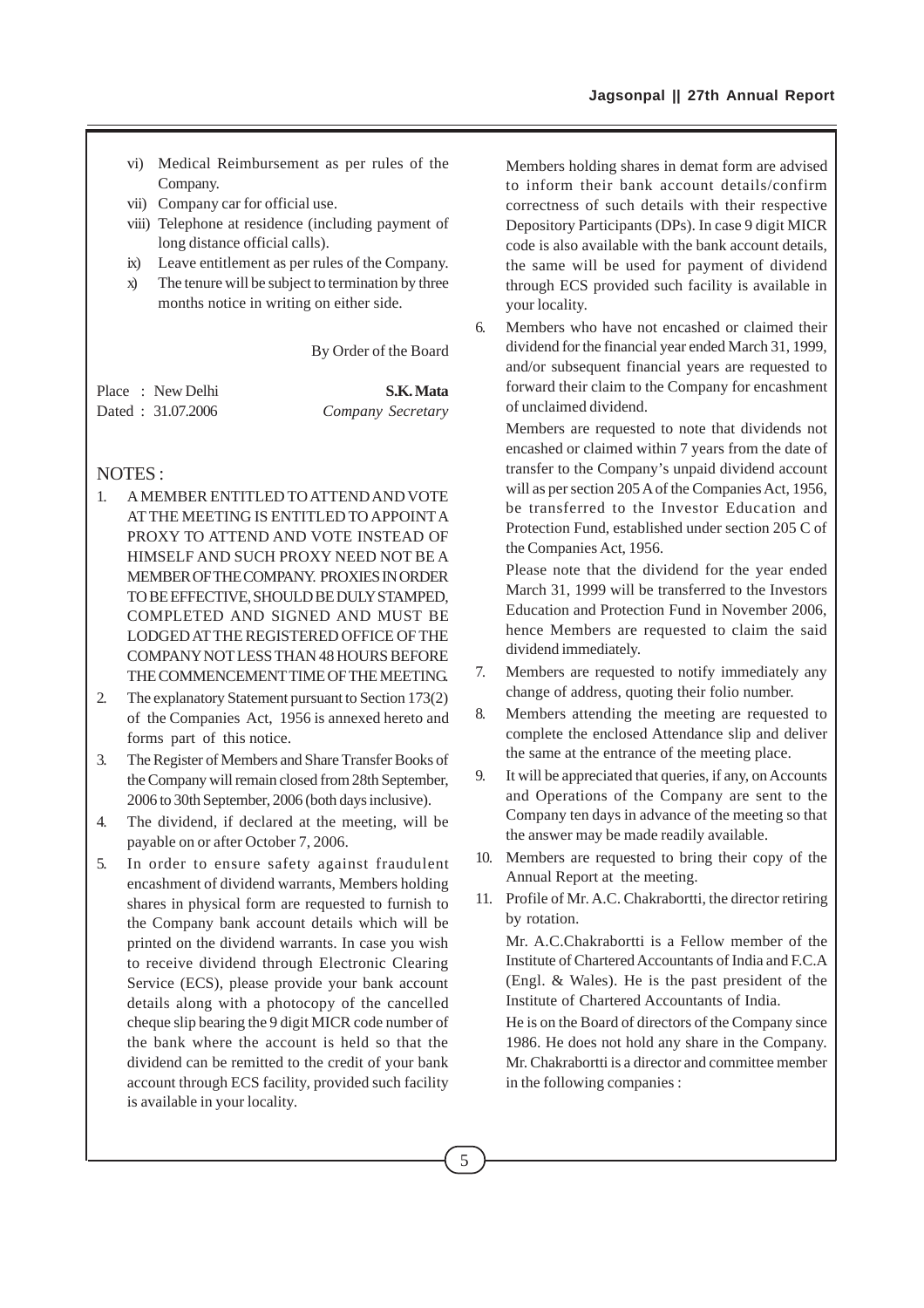vi) Medical Reimbursement as per rules of the Company.

vii) Company car for official use.

viii) Telephone at residence (including payment of long distance official calls).

ix) Leave entitlement as per rules of the Company.

x) The tenure will be subject to termination by three months notice in writing on either side.

By Order of the Board

Place : New Delhi
Dated : 31.07.2006

**S.K. Mata**
*Company Secretary*

NOTES :

1. A MEMBER ENTITLED TO ATTEND AND VOTE AT THE MEETING IS ENTITLED TO APPOINT A PROXY TO ATTEND AND VOTE INSTEAD OF HIMSELF AND SUCH PROXY NEED NOT BE A MEMBER OF THE COMPANY. PROXIES IN ORDER TO BE EFFECTIVE, SHOULD BE DULY STAMPED, COMPLETED AND SIGNED AND MUST BE LODGED AT THE REGISTERED OFFICE OF THE COMPANY NOT LESS THAN 48 HOURS BEFORE THE COMMENCEMENT TIME OF THE MEETING.

2. The explanatory Statement pursuant to Section 173(2) of the Companies Act, 1956 is annexed hereto and forms part of this notice.

3. The Register of Members and Share Transfer Books of the Company will remain closed from 28th September, 2006 to 30th September, 2006 (both days inclusive).

4. The dividend, if declared at the meeting, will be payable on or after October 7, 2006.

5. In order to ensure safety against fraudulent encashment of dividend warrants, Members holding shares in physical form are requested to furnish to the Company bank account details which will be printed on the dividend warrants. In case you wish to receive dividend through Electronic Clearing Service (ECS), please provide your bank account details along with a photocopy of the cancelled cheque slip bearing the 9 digit MICR code number of the bank where the account is held so that the dividend can be remitted to the credit of your bank account through ECS facility, provided such facility is available in your locality.

   Members holding shares in demat form are advised to inform their bank account details/confirm correctness of such details with their respective Depository Participants (DPs). In case 9 digit MICR code is also available with the bank account details, the same will be used for payment of dividend through ECS provided such facility is available in your locality.

6. Members who have not encashed or claimed their dividend for the financial year ended March 31, 1999, and/or subsequent financial years are requested to forward their claim to the Company for encashment of unclaimed dividend.

   Members are requested to note that dividends not encashed or claimed within 7 years from the date of transfer to the Company's unpaid dividend account will as per section 205 A of the Companies Act, 1956, be transferred to the Investor Education and Protection Fund, established under section 205 C of the Companies Act, 1956.

   Please note that the dividend for the year ended March 31, 1999 will be transferred to the Investors Education and Protection Fund in November 2006, hence Members are requested to claim the said dividend immediately.

7. Members are requested to notify immediately any change of address, quoting their folio number.

8. Members attending the meeting are requested to complete the enclosed Attendance slip and deliver the same at the entrance of the meeting place.

9. It will be appreciated that queries, if any, on Accounts and Operations of the Company are sent to the Company ten days in advance of the meeting so that the answer may be made readily available.

10. Members are requested to bring their copy of the Annual Report at the meeting.

11. Profile of Mr. A.C. Chakrabortti, the director retiring by rotation.

    Mr. A.C.Chakrabortti is a Fellow member of the Institute of Chartered Accountants of India and F.C.A (Engl. & Wales). He is the past president of the Institute of Chartered Accountants of India.

    He is on the Board of directors of the Company since 1986. He does not hold any share in the Company. Mr. Chakrabortti is a director and committee member in the following companies :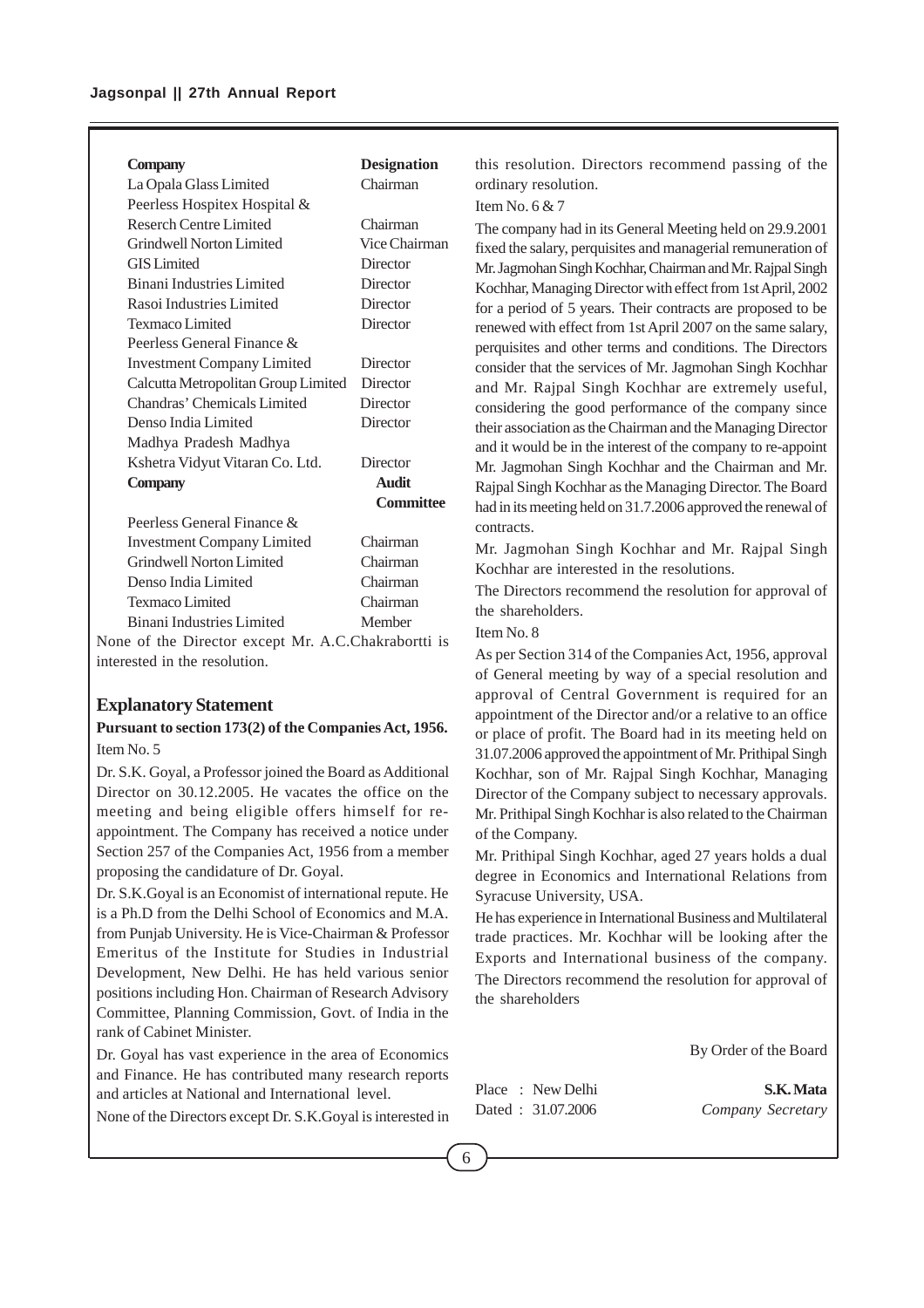| Company | Designation |
|---|---|
| La Opala Glass Limited | Chairman |
| Peerless Hospitex Hospital & Reserch Centre Limited | Chairman |
| Grindwell Norton Limited | Vice Chairman |
| GIS Limited | Director |
| Binani Industries Limited | Director |
| Rasoi Industries Limited | Director |
| Texmaco Limited | Director |
| Peerless General Finance & Investment Company Limited | Director |
| Calcutta Metropolitan Group Limited | Director |
| Chandras' Chemicals Limited | Director |
| Denso India Limited | Director |
| Madhya Pradesh Madhya Kshetra Vidyut Vitaran Co. Ltd. | Director |

| Company | Audit Committee |
|---|---|
| Peerless General Finance & Investment Company Limited | Chairman |
| Grindwell Norton Limited | Chairman |
| Denso India Limited | Chairman |
| Texmaco Limited | Chairman |
| Binani Industries Limited | Member |

None of the Director except Mr. A.C.Chakrabortti is interested in the resolution.

## Explanatory Statement

**Pursuant to section 173(2) of the Companies Act, 1956.**

Item No. 5

Dr. S.K. Goyal, a Professor joined the Board as Additional Director on 30.12.2005. He vacates the office on the meeting and being eligible offers himself for re-appointment. The Company has received a notice under Section 257 of the Companies Act, 1956 from a member proposing the candidature of Dr. Goyal.

Dr. S.K.Goyal is an Economist of international repute. He is a Ph.D from the Delhi School of Economics and M.A. from Punjab University. He is Vice-Chairman & Professor Emeritus of the Institute for Studies in Industrial Development, New Delhi. He has held various senior positions including Hon. Chairman of Research Advisory Committee, Planning Commission, Govt. of India in the rank of Cabinet Minister.

Dr. Goyal has vast experience in the area of Economics and Finance. He has contributed many research reports and articles at National and International level.

None of the Directors except Dr. S.K.Goyal is interested in this resolution. Directors recommend passing of the ordinary resolution.

Item No. 6 & 7

The company had in its General Meeting held on 29.9.2001 fixed the salary, perquisites and managerial remuneration of Mr. Jagmohan Singh Kochhar, Chairman and Mr. Rajpal Singh Kochhar, Managing Director with effect from 1st April, 2002 for a period of 5 years. Their contracts are proposed to be renewed with effect from 1st April 2007 on the same salary, perquisites and other terms and conditions. The Directors consider that the services of Mr. Jagmohan Singh Kochhar and Mr. Rajpal Singh Kochhar are extremely useful, considering the good performance of the company since their association as the Chairman and the Managing Director and it would be in the interest of the company to re-appoint Mr. Jagmohan Singh Kochhar and the Chairman and Mr. Rajpal Singh Kochhar as the Managing Director. The Board had in its meeting held on 31.7.2006 approved the renewal of contracts.

Mr. Jagmohan Singh Kochhar and Mr. Rajpal Singh Kochhar are interested in the resolutions.

The Directors recommend the resolution for approval of the shareholders.

Item No. 8

As per Section 314 of the Companies Act, 1956, approval of General meeting by way of a special resolution and approval of Central Government is required for an appointment of the Director and/or a relative to an office or place of profit. The Board had in its meeting held on 31.07.2006 approved the appointment of Mr. Prithipal Singh Kochhar, son of Mr. Rajpal Singh Kochhar, Managing Director of the Company subject to necessary approvals. Mr. Prithipal Singh Kochhar is also related to the Chairman of the Company.

Mr. Prithipal Singh Kochhar, aged 27 years holds a dual degree in Economics and International Relations from Syracuse University, USA.

He has experience in International Business and Multilateral trade practices. Mr. Kochhar will be looking after the Exports and International business of the company. The Directors recommend the resolution for approval of the shareholders

By Order of the Board

Place : New Delhi
Dated : 31.07.2006

**S.K. Mata**
*Company Secretary*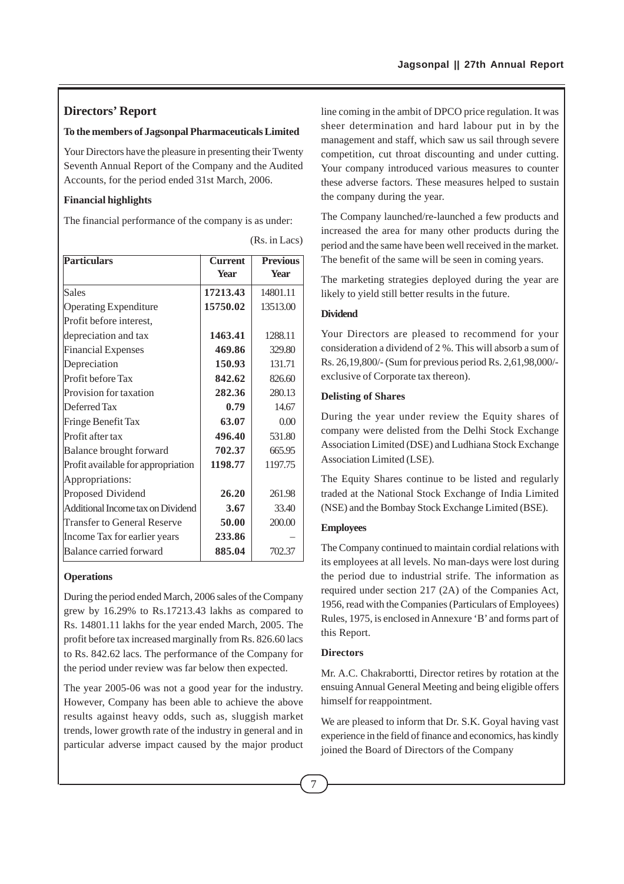## Directors' Report

**To the members of Jagsonpal Pharmaceuticals Limited**

Your Directors have the pleasure in presenting their Twenty Seventh Annual Report of the Company and the Audited Accounts, for the period ended 31st March, 2006.

**Financial highlights**

The financial performance of the company is as under:

(Rs. in Lacs)

| Particulars | Current Year | Previous Year |
|---|---|---|
| Sales | **17213.43** | 14801.11 |
| Operating Expenditure | **15750.02** | 13513.00 |
| Profit before interest, depreciation and tax | **1463.41** | 1288.11 |
| Financial Expenses | **469.86** | 329.80 |
| Depreciation | **150.93** | 131.71 |
| Profit before Tax | **842.62** | 826.60 |
| Provision for taxation | **282.36** | 280.13 |
| Deferred Tax | **0.79** | 14.67 |
| Fringe Benefit Tax | **63.07** | 0.00 |
| Profit after tax | **496.40** | 531.80 |
| Balance brought forward | **702.37** | 665.95 |
| Profit available for appropriation | **1198.77** | 1197.75 |
| Appropriations: | | |
| Proposed Dividend | **26.20** | 261.98 |
| Additional Income tax on Dividend | **3.67** | 33.40 |
| Transfer to General Reserve | **50.00** | 200.00 |
| Income Tax for earlier years | **233.86** | – |
| Balance carried forward | **885.04** | 702.37 |

**Operations**

During the period ended March, 2006 sales of the Company grew by 16.29% to Rs.17213.43 lakhs as compared to Rs. 14801.11 lakhs for the year ended March, 2005. The profit before tax increased marginally from Rs. 826.60 lacs to Rs. 842.62 lacs. The performance of the Company for the period under review was far below then expected.

The year 2005-06 was not a good year for the industry. However, Company has been able to achieve the above results against heavy odds, such as, sluggish market trends, lower growth rate of the industry in general and in particular adverse impact caused by the major product line coming in the ambit of DPCO price regulation. It was sheer determination and hard labour put in by the management and staff, which saw us sail through severe competition, cut throat discounting and under cutting. Your company introduced various measures to counter these adverse factors. These measures helped to sustain the company during the year.

The Company launched/re-launched a few products and increased the area for many other products during the period and the same have been well received in the market. The benefit of the same will be seen in coming years.

The marketing strategies deployed during the year are likely to yield still better results in the future.

**Dividend**

Your Directors are pleased to recommend for your consideration a dividend of 2 %. This will absorb a sum of Rs. 26,19,800/- (Sum for previous period Rs. 2,61,98,000/- exclusive of Corporate tax thereon).

**Delisting of Shares**

During the year under review the Equity shares of company were delisted from the Delhi Stock Exchange Association Limited (DSE) and Ludhiana Stock Exchange Association Limited (LSE).

The Equity Shares continue to be listed and regularly traded at the National Stock Exchange of India Limited (NSE) and the Bombay Stock Exchange Limited (BSE).

**Employees**

The Company continued to maintain cordial relations with its employees at all levels. No man-days were lost during the period due to industrial strife. The information as required under section 217 (2A) of the Companies Act, 1956, read with the Companies (Particulars of Employees) Rules, 1975, is enclosed in Annexure 'B' and forms part of this Report.

**Directors**

Mr. A.C. Chakrabortti, Director retires by rotation at the ensuing Annual General Meeting and being eligible offers himself for reappointment.

We are pleased to inform that Dr. S.K. Goyal having vast experience in the field of finance and economics, has kindly joined the Board of Directors of the Company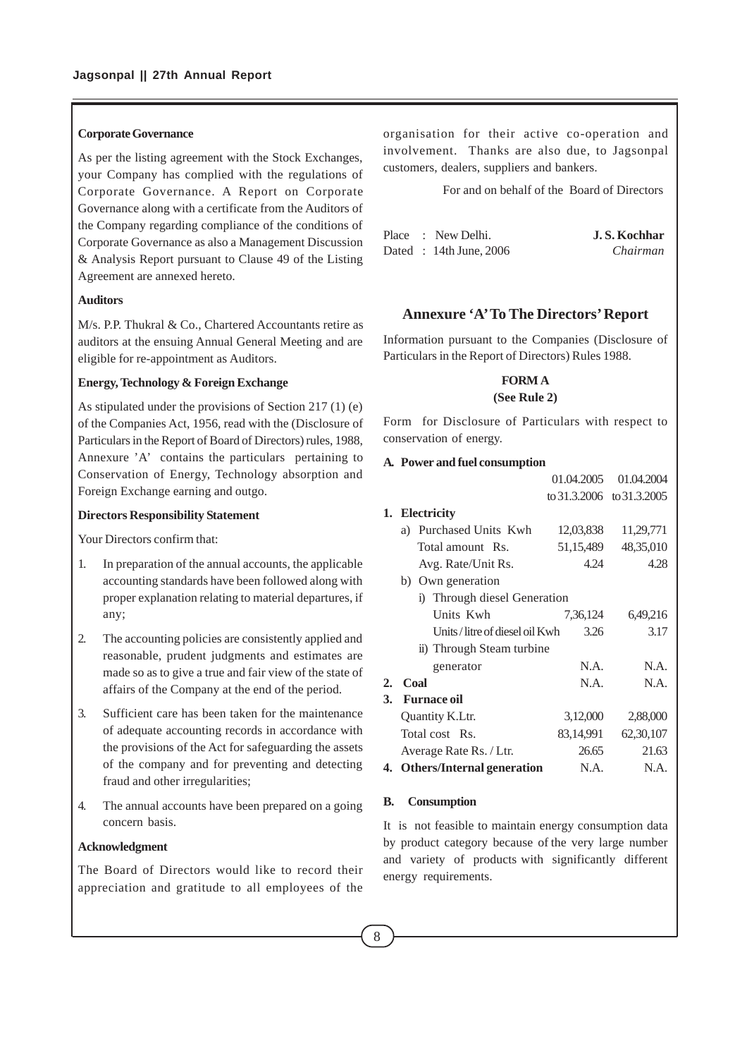#### Corporate Governance

As per the listing agreement with the Stock Exchanges, your Company has complied with the regulations of Corporate Governance. A Report on Corporate Governance along with a certificate from the Auditors of the Company regarding compliance of the conditions of Corporate Governance as also a Management Discussion & Analysis Report pursuant to Clause 49 of the Listing Agreement are annexed hereto.

#### Auditors

M/s. P.P. Thukral & Co., Chartered Accountants retire as auditors at the ensuing Annual General Meeting and are eligible for re-appointment as Auditors.

#### Energy, Technology & Foreign Exchange

As stipulated under the provisions of Section 217 (1) (e) of the Companies Act, 1956, read with the (Disclosure of Particulars in the Report of Board of Directors) rules, 1988, Annexure 'A' contains the particulars pertaining to Conservation of Energy, Technology absorption and Foreign Exchange earning and outgo.

#### Directors Responsibility Statement

Your Directors confirm that:

1. In preparation of the annual accounts, the applicable accounting standards have been followed along with proper explanation relating to material departures, if any;
2. The accounting policies are consistently applied and reasonable, prudent judgments and estimates are made so as to give a true and fair view of the state of affairs of the Company at the end of the period.
3. Sufficient care has been taken for the maintenance of adequate accounting records in accordance with the provisions of the Act for safeguarding the assets of the company and for preventing and detecting fraud and other irregularities;
4. The annual accounts have been prepared on a going concern basis.

#### Acknowledgment

The Board of Directors would like to record their appreciation and gratitude to all employees of the organisation for their active co-operation and involvement. Thanks are also due, to Jagsonpal customers, dealers, suppliers and bankers.

For and on behalf of the Board of Directors

Place : New Delhi.
Dated : 14th June, 2006

**J. S. Kochhar**
*Chairman*

## Annexure 'A' To The Directors' Report

Information pursuant to the Companies (Disclosure of Particulars in the Report of Directors) Rules 1988.

**FORM A**
**(See Rule 2)**

Form for Disclosure of Particulars with respect to conservation of energy.

**A. Power and fuel consumption**

| | 01.04.2005 to 31.3.2006 | 01.04.2004 to 31.3.2005 |
|---|---|---|
| **1. Electricity** | | |
| a) Purchased Units Kwh | 12,03,838 | 11,29,771 |
| Total amount Rs. | 51,15,489 | 48,35,010 |
| Avg. Rate/Unit Rs. | 4.24 | 4.28 |
| b) Own generation | | |
| i) Through diesel Generation | | |
| Units Kwh | 7,36,124 | 6,49,216 |
| Units / litre of diesel oil Kwh | 3.26 | 3.17 |
| ii) Through Steam turbine generator | N.A. | N.A. |
| **2. Coal** | N.A. | N.A. |
| **3. Furnace oil** | | |
| Quantity K.Ltr. | 3,12,000 | 2,88,000 |
| Total cost Rs. | 83,14,991 | 62,30,107 |
| Average Rate Rs. / Ltr. | 26.65 | 21.63 |
| **4. Others/Internal generation** | N.A. | N.A. |

**B. Consumption**

It is not feasible to maintain energy consumption data by product category because of the very large number and variety of products with significantly different energy requirements.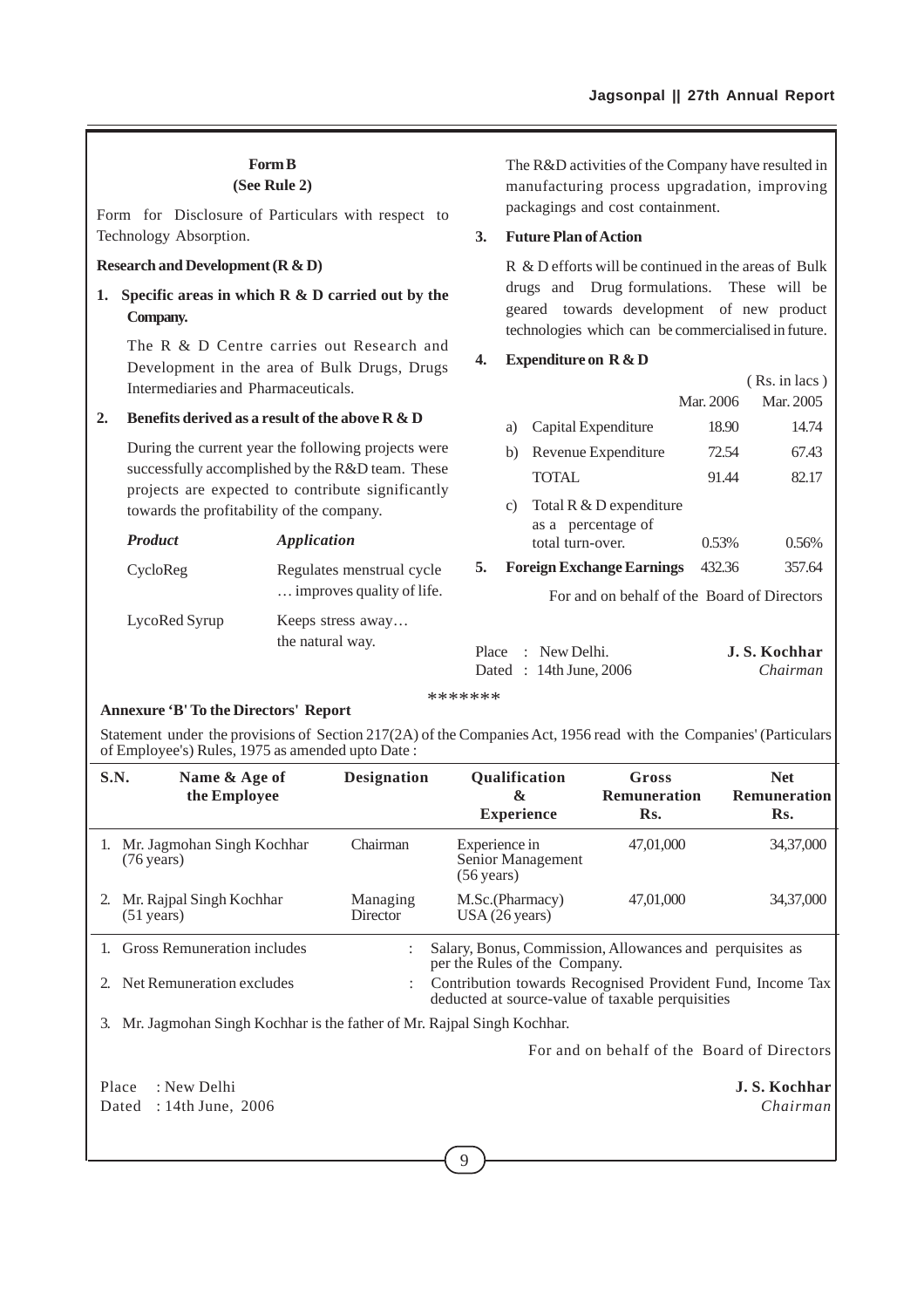## Form B
**(See Rule 2)**

Form for Disclosure of Particulars with respect to Technology Absorption.

### Research and Development (R & D)

**1. Specific areas in which R & D carried out by the Company.**

The R & D Centre carries out Research and Development in the area of Bulk Drugs, Drugs Intermediaries and Pharmaceuticals.

**2. Benefits derived as a result of the above R & D**

During the current year the following projects were successfully accomplished by the R&D team. These projects are expected to contribute significantly towards the profitability of the company.

| *Product* | *Application* |
|---|---|
| CycloReg | Regulates menstrual cycle … improves quality of life. |
| LycoRed Syrup | Keeps stress away… the natural way. |

The R&D activities of the Company have resulted in manufacturing process upgradation, improving packagings and cost containment.

**3. Future Plan of Action**

R & D efforts will be continued in the areas of Bulk drugs and Drug formulations. These will be geared towards development of new product technologies which can be commercialised in future.

**4. Expenditure on R & D**

( Rs. in lacs )

| | | Mar. 2006 | Mar. 2005 |
|---|---|---|---|
| a) | Capital Expenditure | 18.90 | 14.74 |
| b) | Revenue Expenditure | 72.54 | 67.43 |
| | TOTAL | 91.44 | 82.17 |
| c) | Total R & D expenditure as a percentage of total turn-over. | 0.53% | 0.56% |

**5. Foreign Exchange Earnings** 432.36 357.64

For and on behalf of the Board of Directors

Place : New Delhi.
Dated : 14th June, 2006

**J. S. Kochhar**
*Chairman*

\*\*\*\*\*\*\*

### Annexure 'B' To the Directors' Report

Statement under the provisions of Section 217(2A) of the Companies Act, 1956 read with the Companies' (Particulars of Employee's) Rules, 1975 as amended upto Date :

| S.N. | Name & Age of the Employee | Designation | Qualification & Experience | Gross Remuneration Rs. | Net Remuneration Rs. |
|---|---|---|---|---|---|
| 1. | Mr. Jagmohan Singh Kochhar (76 years) | Chairman | Experience in Senior Management (56 years) | 47,01,000 | 34,37,000 |
| 2. | Mr. Rajpal Singh Kochhar (51 years) | Managing Director | M.Sc.(Pharmacy) USA (26 years) | 47,01,000 | 34,37,000 |

1. Gross Remuneration includes : Salary, Bonus, Commission, Allowances and perquisites as per the Rules of the Company.
2. Net Remuneration excludes : Contribution towards Recognised Provident Fund, Income Tax deducted at source-value of taxable perquisities
3. Mr. Jagmohan Singh Kochhar is the father of Mr. Rajpal Singh Kochhar.

For and on behalf of the Board of Directors

Place : New Delhi
Dated : 14th June, 2006

**J. S. Kochhar**
*Chairman*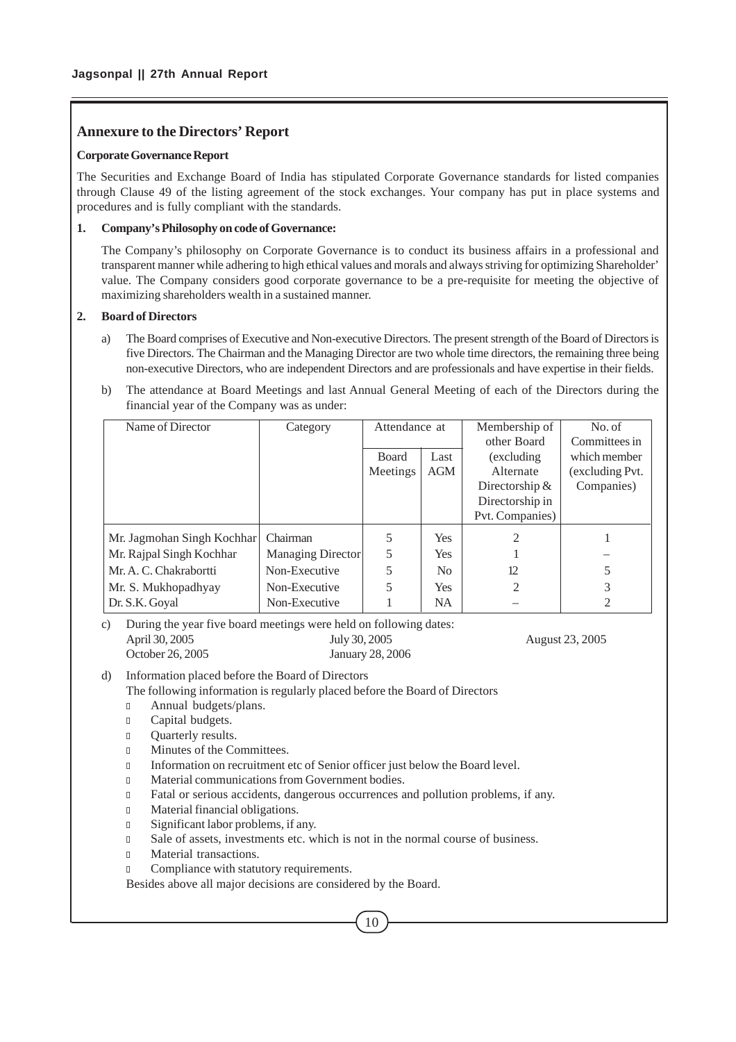## Annexure to the Directors' Report

### Corporate Governance Report

The Securities and Exchange Board of India has stipulated Corporate Governance standards for listed companies through Clause 49 of the listing agreement of the stock exchanges. Your company has put in place systems and procedures and is fully compliant with the standards.

**1. Company's Philosophy on code of Governance:**

The Company's philosophy on Corporate Governance is to conduct its business affairs in a professional and transparent manner while adhering to high ethical values and morals and always striving for optimizing Shareholder' value. The Company considers good corporate governance to be a pre-requisite for meeting the objective of maximizing shareholders wealth in a sustained manner.

**2. Board of Directors**

a) The Board comprises of Executive and Non-executive Directors. The present strength of the Board of Directors is five Directors. The Chairman and the Managing Director are two whole time directors, the remaining three being non-executive Directors, who are independent Directors and are professionals and have expertise in their fields.

b) The attendance at Board Meetings and last Annual General Meeting of each of the Directors during the financial year of the Company was as under:

| Name of Director | Category | Attendance at | | Membership of other Board (excluding Alternate Directorship & Directorship in Pvt. Companies) | No. of Committees in which member (excluding Pvt. Companies) |
|---|---|---|---|---|---|
| | | Board Meetings | Last AGM | | |
| Mr. Jagmohan Singh Kochhar | Chairman | 5 | Yes | 2 | 1 |
| Mr. Rajpal Singh Kochhar | Managing Director | 5 | Yes | 1 | – |
| Mr. A. C. Chakrabortti | Non-Executive | 5 | No | 12 | 5 |
| Mr. S. Mukhopadhyay | Non-Executive | 5 | Yes | 2 | 3 |
| Dr. S.K. Goyal | Non-Executive | 1 | NA | – | 2 |

c) During the year five board meetings were held on following dates:

April 30, 2005 July 30, 2005 August 23, 2005
October 26, 2005 January 28, 2006

d) Information placed before the Board of Directors

The following information is regularly placed before the Board of Directors

- Annual budgets/plans.
- Capital budgets.
- Quarterly results.
- Minutes of the Committees.
- Information on recruitment etc of Senior officer just below the Board level.
- Material communications from Government bodies.
- Fatal or serious accidents, dangerous occurrences and pollution problems, if any.
- Material financial obligations.
- Significant labor problems, if any.
- Sale of assets, investments etc. which is not in the normal course of business.
- Material transactions.
- Compliance with statutory requirements.

Besides above all major decisions are considered by the Board.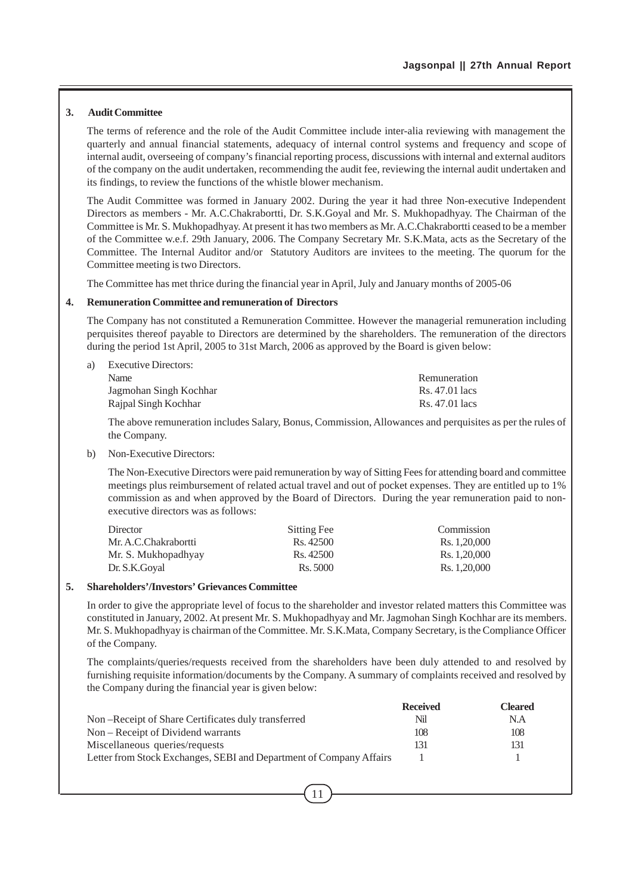### 3. Audit Committee

The terms of reference and the role of the Audit Committee include inter-alia reviewing with management the quarterly and annual financial statements, adequacy of internal control systems and frequency and scope of internal audit, overseeing of company's financial reporting process, discussions with internal and external auditors of the company on the audit undertaken, recommending the audit fee, reviewing the internal audit undertaken and its findings, to review the functions of the whistle blower mechanism.

The Audit Committee was formed in January 2002. During the year it had three Non-executive Independent Directors as members - Mr. A.C.Chakrabortti, Dr. S.K.Goyal and Mr. S. Mukhopadhyay. The Chairman of the Committee is Mr. S. Mukhopadhyay. At present it has two members as Mr. A.C.Chakrabortti ceased to be a member of the Committee w.e.f. 29th January, 2006. The Company Secretary Mr. S.K.Mata, acts as the Secretary of the Committee. The Internal Auditor and/or Statutory Auditors are invitees to the meeting. The quorum for the Committee meeting is two Directors.

The Committee has met thrice during the financial year in April, July and January months of 2005-06

### 4. Remuneration Committee and remuneration of Directors

The Company has not constituted a Remuneration Committee. However the managerial remuneration including perquisites thereof payable to Directors are determined by the shareholders. The remuneration of the directors during the period 1st April, 2005 to 31st March, 2006 as approved by the Board is given below:

a) Executive Directors:

| Name | Remuneration |
|---|---|
| Jagmohan Singh Kochhar | Rs. 47.01 lacs |
| Rajpal Singh Kochhar | Rs. 47.01 lacs |

The above remuneration includes Salary, Bonus, Commission, Allowances and perquisites as per the rules of the Company.

b) Non-Executive Directors:

The Non-Executive Directors were paid remuneration by way of Sitting Fees for attending board and committee meetings plus reimbursement of related actual travel and out of pocket expenses. They are entitled up to 1% commission as and when approved by the Board of Directors. During the year remuneration paid to non-executive directors was as follows:

| Director | Sitting Fee | Commission |
|---|---|---|
| Mr. A.C.Chakrabortti | Rs. 42500 | Rs. 1,20,000 |
| Mr. S. Mukhopadhyay | Rs. 42500 | Rs. 1,20,000 |
| Dr. S.K.Goyal | Rs. 5000 | Rs. 1,20,000 |

### 5. Shareholders'/Investors' Grievances Committee

In order to give the appropriate level of focus to the shareholder and investor related matters this Committee was constituted in January, 2002. At present Mr. S. Mukhopadhyay and Mr. Jagmohan Singh Kochhar are its members. Mr. S. Mukhopadhyay is chairman of the Committee. Mr. S.K.Mata, Company Secretary, is the Compliance Officer of the Company.

The complaints/queries/requests received from the shareholders have been duly attended to and resolved by furnishing requisite information/documents by the Company. A summary of complaints received and resolved by the Company during the financial year is given below:

| | **Received** | **Cleared** |
|---|---|---|
| Non –Receipt of Share Certificates duly transferred | Nil | N.A |
| Non – Receipt of Dividend warrants | 108 | 108 |
| Miscellaneous queries/requests | 131 | 131 |
| Letter from Stock Exchanges, SEBI and Department of Company Affairs | 1 | 1 |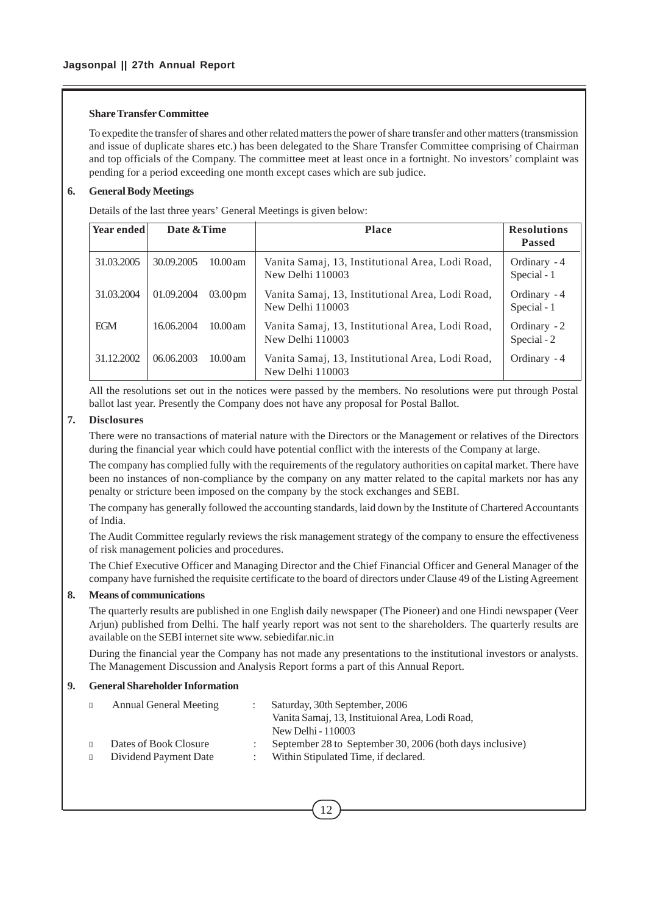**Share Transfer Committee**

To expedite the transfer of shares and other related matters the power of share transfer and other matters (transmission and issue of duplicate shares etc.) has been delegated to the Share Transfer Committee comprising of Chairman and top officials of the Company. The committee meet at least once in a fortnight. No investors' complaint was pending for a period exceeding one month except cases which are sub judice.

**6. General Body Meetings**

Details of the last three years' General Meetings is given below:

| Year ended | Date &Time | | Place | Resolutions Passed |
|---|---|---|---|---|
| 31.03.2005 | 30.09.2005 | 10.00 am | Vanita Samaj, 13, Institutional Area, Lodi Road, New Delhi 110003 | Ordinary - 4<br>Special - 1 |
| 31.03.2004 | 01.09.2004 | 03.00 pm | Vanita Samaj, 13, Institutional Area, Lodi Road, New Delhi 110003 | Ordinary - 4<br>Special - 1 |
| EGM | 16.06.2004 | 10.00 am | Vanita Samaj, 13, Institutional Area, Lodi Road, New Delhi 110003 | Ordinary - 2<br>Special - 2 |
| 31.12.2002 | 06.06.2003 | 10.00 am | Vanita Samaj, 13, Institutional Area, Lodi Road, New Delhi 110003 | Ordinary - 4 |

All the resolutions set out in the notices were passed by the members. No resolutions were put through Postal ballot last year. Presently the Company does not have any proposal for Postal Ballot.

**7. Disclosures**

There were no transactions of material nature with the Directors or the Management or relatives of the Directors during the financial year which could have potential conflict with the interests of the Company at large.

The company has complied fully with the requirements of the regulatory authorities on capital market. There have been no instances of non-compliance by the company on any matter related to the capital markets nor has any penalty or stricture been imposed on the company by the stock exchanges and SEBI.

The company has generally followed the accounting standards, laid down by the Institute of Chartered Accountants of India.

The Audit Committee regularly reviews the risk management strategy of the company to ensure the effectiveness of risk management policies and procedures.

The Chief Executive Officer and Managing Director and the Chief Financial Officer and General Manager of the company have furnished the requisite certificate to the board of directors under Clause 49 of the Listing Agreement

**8. Means of communications**

The quarterly results are published in one English daily newspaper (The Pioneer) and one Hindi newspaper (Veer Arjun) published from Delhi. The half yearly report was not sent to the shareholders. The quarterly results are available on the SEBI internet site www. sebiedifar.nic.in

During the financial year the Company has not made any presentations to the institutional investors or analysts. The Management Discussion and Analysis Report forms a part of this Annual Report.

**9. General Shareholder Information**

- Annual General Meeting : Saturday, 30th September, 2006
  Vanita Samaj, 13, Instituional Area, Lodi Road,
  New Delhi - 110003
- Dates of Book Closure : September 28 to September 30, 2006 (both days inclusive)
- Dividend Payment Date : Within Stipulated Time, if declared.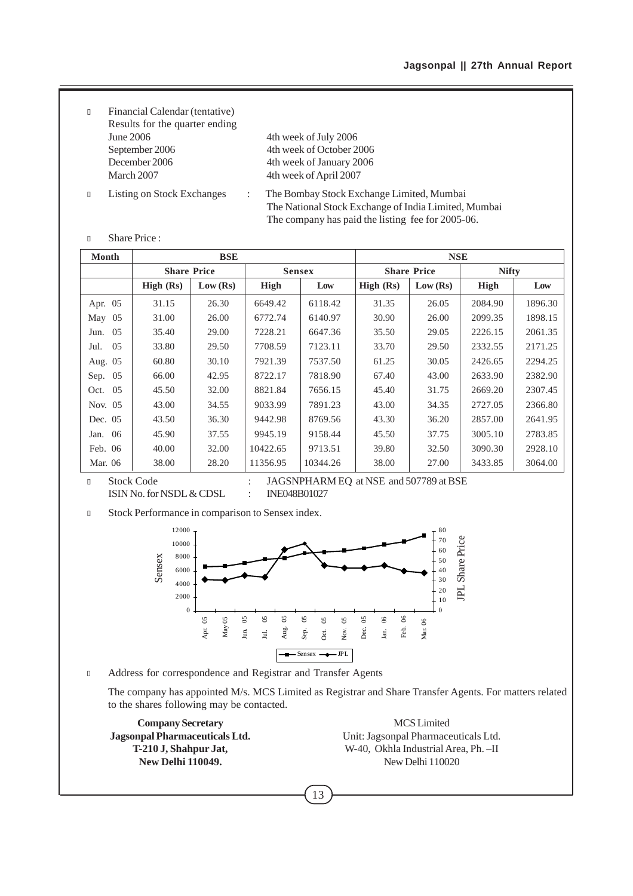- Financial Calendar (tentative)

  Results for the quarter ending

  | | |
  |---|---|
  | June 2006 | 4th week of July 2006 |
  | September 2006 | 4th week of October 2006 |
  | December 2006 | 4th week of January 2006 |
  | March 2007 | 4th week of April 2007 |

- Listing on Stock Exchanges : The Bombay Stock Exchange Limited, Mumbai
  The National Stock Exchange of India Limited, Mumbai
  The company has paid the listing fee for 2005-06.

- Share Price :

| Month | BSE | | | | NSE | | | |
|---|---|---|---|---|---|---|---|---|
| | Share Price | | Sensex | | Share Price | | Nifty | |
| | High (Rs) | Low (Rs) | High | Low | High (Rs) | Low (Rs) | High | Low |
| Apr. 05 | 31.15 | 26.30 | 6649.42 | 6118.42 | 31.35 | 26.05 | 2084.90 | 1896.30 |
| May 05 | 31.00 | 26.00 | 6772.74 | 6140.97 | 30.90 | 26.00 | 2099.35 | 1898.15 |
| Jun. 05 | 35.40 | 29.00 | 7228.21 | 6647.36 | 35.50 | 29.05 | 2226.15 | 2061.35 |
| Jul. 05 | 33.80 | 29.50 | 7708.59 | 7123.11 | 33.70 | 29.50 | 2332.55 | 2171.25 |
| Aug. 05 | 60.80 | 30.10 | 7921.39 | 7537.50 | 61.25 | 30.05 | 2426.65 | 2294.25 |
| Sep. 05 | 66.00 | 42.95 | 8722.17 | 7818.90 | 67.40 | 43.00 | 2633.90 | 2382.90 |
| Oct. 05 | 45.50 | 32.00 | 8821.84 | 7656.15 | 45.40 | 31.75 | 2669.20 | 2307.45 |
| Nov. 05 | 43.00 | 34.55 | 9033.99 | 7891.23 | 43.00 | 34.35 | 2727.05 | 2366.80 |
| Dec. 05 | 43.50 | 36.30 | 9442.98 | 8769.56 | 43.30 | 36.20 | 2857.00 | 2641.95 |
| Jan. 06 | 45.90 | 37.55 | 9945.19 | 9158.44 | 45.50 | 37.75 | 3005.10 | 2783.85 |
| Feb. 06 | 40.00 | 32.00 | 10422.65 | 9713.51 | 39.80 | 32.50 | 3090.30 | 2928.10 |
| Mar. 06 | 38.00 | 28.20 | 11356.95 | 10344.26 | 38.00 | 27.00 | 3433.85 | 3064.00 |

- Stock Code : JAGSNPHARM EQ at NSE and 507789 at BSE
  ISIN No. for NSDL & CDSL : INE048B01027

- Stock Performance in comparison to Sensex index.

- Address for correspondence and Registrar and Transfer Agents

  The company has appointed M/s. MCS Limited as Registrar and Share Transfer Agents. For matters related to the shares following may be contacted.

**Company Secretary**
**Jagsonpal Pharmaceuticals Ltd.**
**T-210 J, Shahpur Jat,**
**New Delhi 110049.**

MCS Limited
Unit: Jagsonpal Pharmaceuticals Ltd.
W-40, Okhla Industrial Area, Ph. –II
New Delhi 110020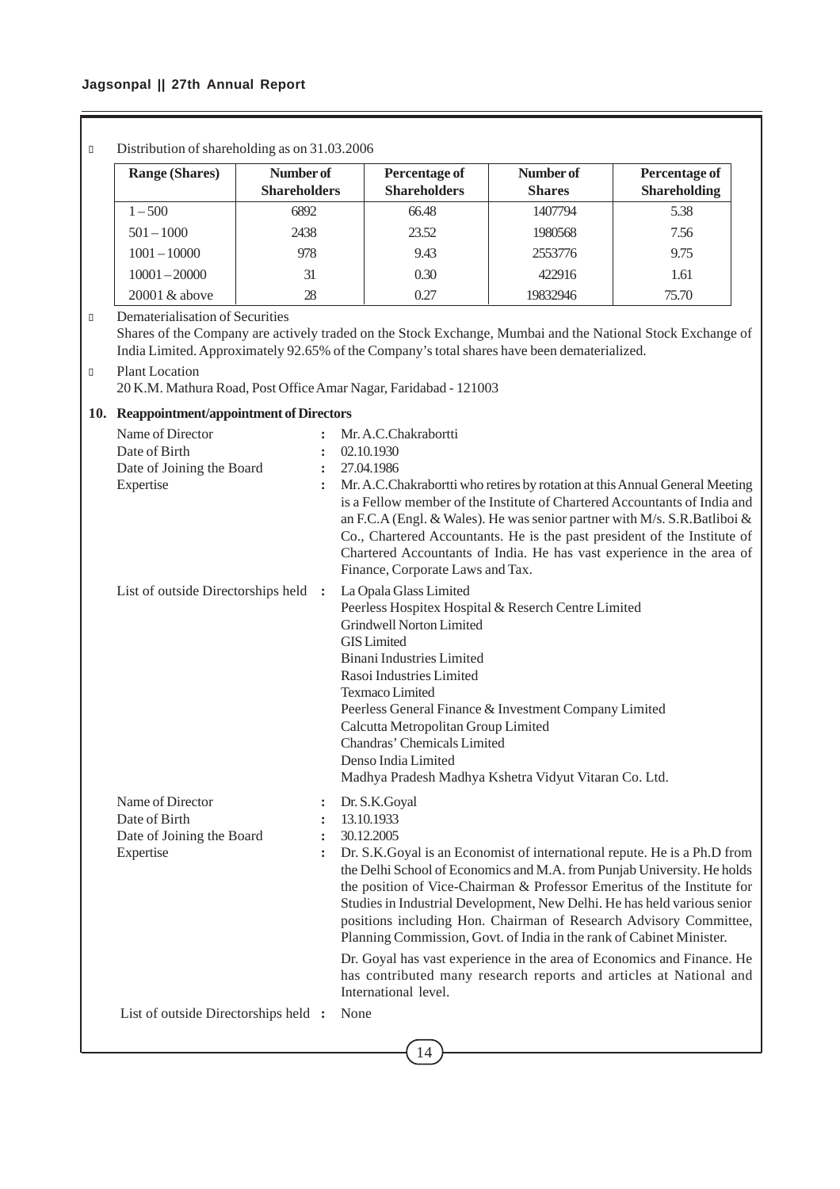- Distribution of shareholding as on 31.03.2006

| Range (Shares) | Number of Shareholders | Percentage of Shareholders | Number of Shares | Percentage of Shareholding |
|---|---|---|---|---|
| 1 – 500 | 6892 | 66.48 | 1407794 | 5.38 |
| 501 – 1000 | 2438 | 23.52 | 1980568 | 7.56 |
| 1001 – 10000 | 978 | 9.43 | 2553776 | 9.75 |
| 10001 – 20000 | 31 | 0.30 | 422916 | 1.61 |
| 20001 & above | 28 | 0.27 | 19832946 | 75.70 |

- Dematerialisation of Securities

  Shares of the Company are actively traded on the Stock Exchange, Mumbai and the National Stock Exchange of India Limited. Approximately 92.65% of the Company's total shares have been dematerialized.

- Plant Location

  20 K.M. Mathura Road, Post Office Amar Nagar, Faridabad - 121003

## 10. Reappointment/appointment of Directors

Name of Director : Mr. A.C.Chakrabortti

Date of Birth : 02.10.1930

Date of Joining the Board : 27.04.1986

Expertise : Mr. A.C.Chakrabortti who retires by rotation at this Annual General Meeting is a Fellow member of the Institute of Chartered Accountants of India and an F.C.A (Engl. & Wales). He was senior partner with M/s. S.R.Batliboi & Co., Chartered Accountants. He is the past president of the Institute of Chartered Accountants of India. He has vast experience in the area of Finance, Corporate Laws and Tax.

List of outside Directorships held : La Opala Glass Limited
Peerless Hospitex Hospital & Reserch Centre Limited
Grindwell Norton Limited
GIS Limited
Binani Industries Limited
Rasoi Industries Limited
Texmaco Limited
Peerless General Finance & Investment Company Limited
Calcutta Metropolitan Group Limited
Chandras' Chemicals Limited
Denso India Limited
Madhya Pradesh Madhya Kshetra Vidyut Vitaran Co. Ltd.

Name of Director : Dr. S.K.Goyal

Date of Birth : 13.10.1933

Date of Joining the Board : 30.12.2005

Expertise : Dr. S.K.Goyal is an Economist of international repute. He is a Ph.D from the Delhi School of Economics and M.A. from Punjab University. He holds the position of Vice-Chairman & Professor Emeritus of the Institute for Studies in Industrial Development, New Delhi. He has held various senior positions including Hon. Chairman of Research Advisory Committee, Planning Commission, Govt. of India in the rank of Cabinet Minister.

Dr. Goyal has vast experience in the area of Economics and Finance. He has contributed many research reports and articles at National and International level.

List of outside Directorships held : None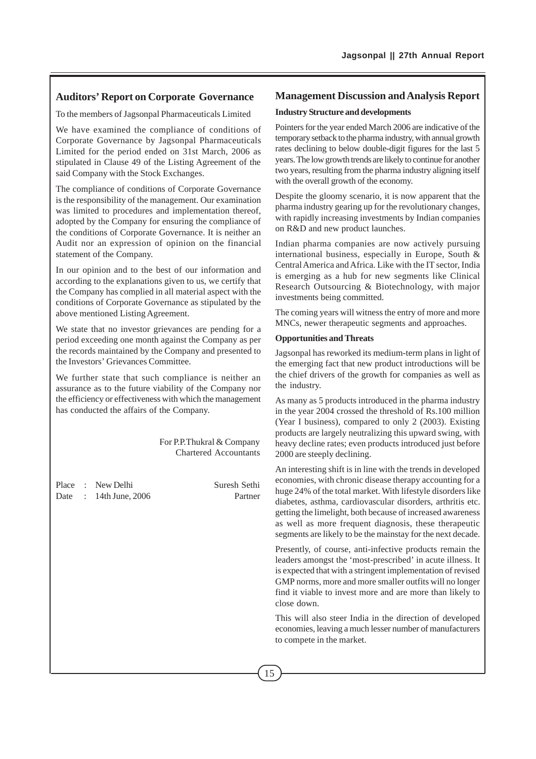## Auditors' Report on Corporate Governance

To the members of Jagsonpal Pharmaceuticals Limited

We have examined the compliance of conditions of Corporate Governance by Jagsonpal Pharmaceuticals Limited for the period ended on 31st March, 2006 as stipulated in Clause 49 of the Listing Agreement of the said Company with the Stock Exchanges.

The compliance of conditions of Corporate Governance is the responsibility of the management. Our examination was limited to procedures and implementation thereof, adopted by the Company for ensuring the compliance of the conditions of Corporate Governance. It is neither an Audit nor an expression of opinion on the financial statement of the Company.

In our opinion and to the best of our information and according to the explanations given to us, we certify that the Company has complied in all material aspect with the conditions of Corporate Governance as stipulated by the above mentioned Listing Agreement.

We state that no investor grievances are pending for a period exceeding one month against the Company as per the records maintained by the Company and presented to the Investors' Grievances Committee.

We further state that such compliance is neither an assurance as to the future viability of the Company nor the efficiency or effectiveness with which the management has conducted the affairs of the Company.

For P.P.Thukral & Company
Chartered Accountants

Place : New Delhi
Date : 14th June, 2006

Suresh Sethi
Partner

## Management Discussion and Analysis Report

### Industry Structure and developments

Pointers for the year ended March 2006 are indicative of the temporary setback to the pharma industry, with annual growth rates declining to below double-digit figures for the last 5 years. The low growth trends are likely to continue for another two years, resulting from the pharma industry aligning itself with the overall growth of the economy.

Despite the gloomy scenario, it is now apparent that the pharma industry gearing up for the revolutionary changes, with rapidly increasing investments by Indian companies on R&D and new product launches.

Indian pharma companies are now actively pursuing international business, especially in Europe, South & Central America and Africa. Like with the IT sector, India is emerging as a hub for new segments like Clinical Research Outsourcing & Biotechnology, with major investments being committed.

The coming years will witness the entry of more and more MNCs, newer therapeutic segments and approaches.

### Opportunities and Threats

Jagsonpal has reworked its medium-term plans in light of the emerging fact that new product introductions will be the chief drivers of the growth for companies as well as the industry.

As many as 5 products introduced in the pharma industry in the year 2004 crossed the threshold of Rs.100 million (Year I business), compared to only 2 (2003). Existing products are largely neutralizing this upward swing, with heavy decline rates; even products introduced just before 2000 are steeply declining.

An interesting shift is in line with the trends in developed economies, with chronic disease therapy accounting for a huge 24% of the total market. With lifestyle disorders like diabetes, asthma, cardiovascular disorders, arthritis etc. getting the limelight, both because of increased awareness as well as more frequent diagnosis, these therapeutic segments are likely to be the mainstay for the next decade.

Presently, of course, anti-infective products remain the leaders amongst the 'most-prescribed' in acute illness. It is expected that with a stringent implementation of revised GMP norms, more and more smaller outfits will no longer find it viable to invest more and are more than likely to close down.

This will also steer India in the direction of developed economies, leaving a much lesser number of manufacturers to compete in the market.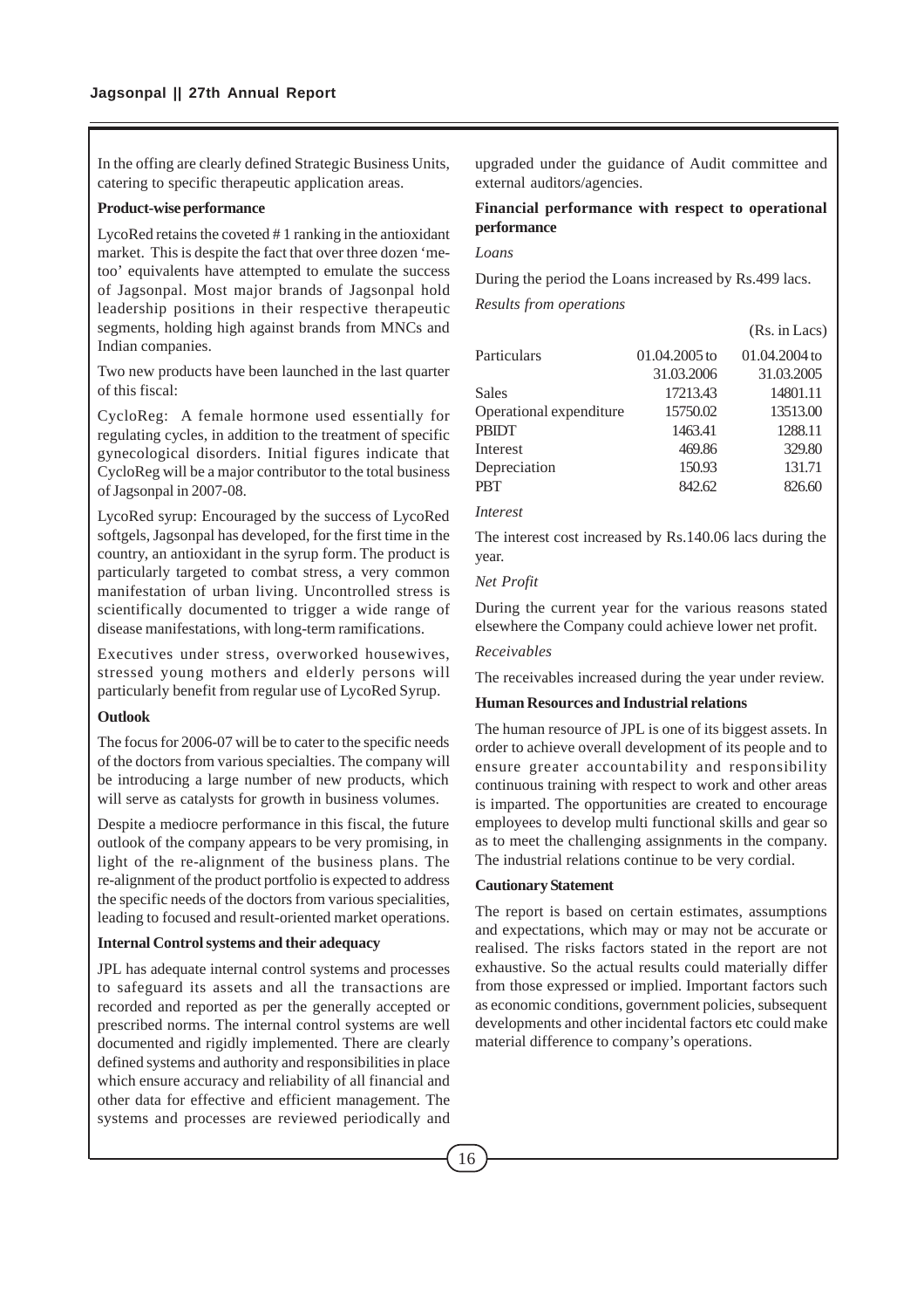In the offing are clearly defined Strategic Business Units, catering to specific therapeutic application areas.

**Product-wise performance**

LycoRed retains the coveted # 1 ranking in the antioxidant market. This is despite the fact that over three dozen 'me-too' equivalents have attempted to emulate the success of Jagsonpal. Most major brands of Jagsonpal hold leadership positions in their respective therapeutic segments, holding high against brands from MNCs and Indian companies.

Two new products have been launched in the last quarter of this fiscal:

CycloReg: A female hormone used essentially for regulating cycles, in addition to the treatment of specific gynecological disorders. Initial figures indicate that CycloReg will be a major contributor to the total business of Jagsonpal in 2007-08.

LycoRed syrup: Encouraged by the success of LycoRed softgels, Jagsonpal has developed, for the first time in the country, an antioxidant in the syrup form. The product is particularly targeted to combat stress, a very common manifestation of urban living. Uncontrolled stress is scientifically documented to trigger a wide range of disease manifestations, with long-term ramifications.

Executives under stress, overworked housewives, stressed young mothers and elderly persons will particularly benefit from regular use of LycoRed Syrup.

**Outlook**

The focus for 2006-07 will be to cater to the specific needs of the doctors from various specialties. The company will be introducing a large number of new products, which will serve as catalysts for growth in business volumes.

Despite a mediocre performance in this fiscal, the future outlook of the company appears to be very promising, in light of the re-alignment of the business plans. The re-alignment of the product portfolio is expected to address the specific needs of the doctors from various specialities, leading to focused and result-oriented market operations.

**Internal Control systems and their adequacy**

JPL has adequate internal control systems and processes to safeguard its assets and all the transactions are recorded and reported as per the generally accepted or prescribed norms. The internal control systems are well documented and rigidly implemented. There are clearly defined systems and authority and responsibilities in place which ensure accuracy and reliability of all financial and other data for effective and efficient management. The systems and processes are reviewed periodically and upgraded under the guidance of Audit committee and external auditors/agencies.

**Financial performance with respect to operational performance**

*Loans*

During the period the Loans increased by Rs.499 lacs.

*Results from operations*

(Rs. in Lacs)

| Particulars | 01.04.2005 to 31.03.2006 | 01.04.2004 to 31.03.2005 |
|---|---|---|
| Sales | 17213.43 | 14801.11 |
| Operational expenditure | 15750.02 | 13513.00 |
| PBIDT | 1463.41 | 1288.11 |
| Interest | 469.86 | 329.80 |
| Depreciation | 150.93 | 131.71 |
| PBT | 842.62 | 826.60 |

*Interest*

The interest cost increased by Rs.140.06 lacs during the year.

*Net Profit*

During the current year for the various reasons stated elsewhere the Company could achieve lower net profit.

*Receivables*

The receivables increased during the year under review.

**Human Resources and Industrial relations**

The human resource of JPL is one of its biggest assets. In order to achieve overall development of its people and to ensure greater accountability and responsibility continuous training with respect to work and other areas is imparted. The opportunities are created to encourage employees to develop multi functional skills and gear so as to meet the challenging assignments in the company. The industrial relations continue to be very cordial.

**Cautionary Statement**

The report is based on certain estimates, assumptions and expectations, which may or may not be accurate or realised. The risks factors stated in the report are not exhaustive. So the actual results could materially differ from those expressed or implied. Important factors such as economic conditions, government policies, subsequent developments and other incidental factors etc could make material difference to company's operations.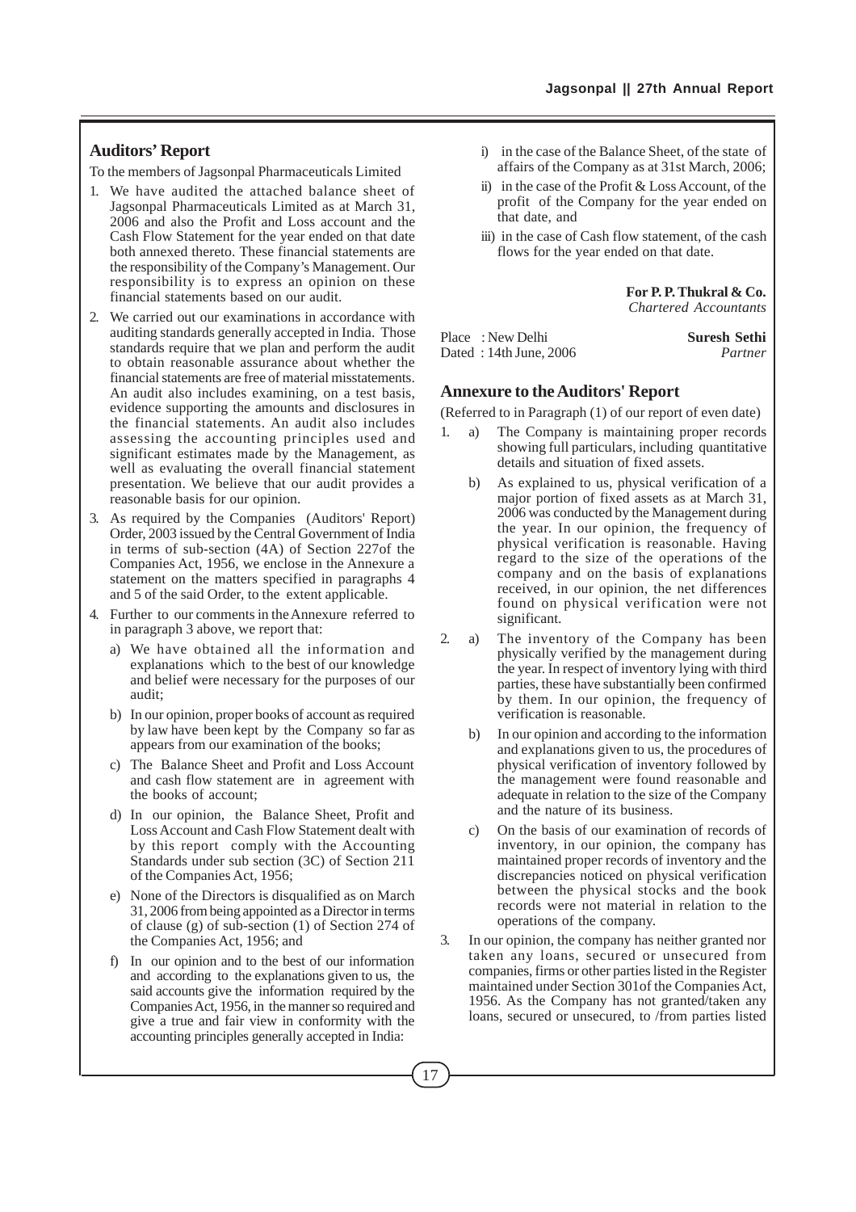## Auditors' Report

To the members of Jagsonpal Pharmaceuticals Limited

1. We have audited the attached balance sheet of Jagsonpal Pharmaceuticals Limited as at March 31, 2006 and also the Profit and Loss account and the Cash Flow Statement for the year ended on that date both annexed thereto. These financial statements are the responsibility of the Company's Management. Our responsibility is to express an opinion on these financial statements based on our audit.
2. We carried out our examinations in accordance with auditing standards generally accepted in India. Those standards require that we plan and perform the audit to obtain reasonable assurance about whether the financial statements are free of material misstatements. An audit also includes examining, on a test basis, evidence supporting the amounts and disclosures in the financial statements. An audit also includes assessing the accounting principles used and significant estimates made by the Management, as well as evaluating the overall financial statement presentation. We believe that our audit provides a reasonable basis for our opinion.
3. As required by the Companies (Auditors' Report) Order, 2003 issued by the Central Government of India in terms of sub-section (4A) of Section 227of the Companies Act, 1956, we enclose in the Annexure a statement on the matters specified in paragraphs 4 and 5 of the said Order, to the extent applicable.
4. Further to our comments in the Annexure referred to in paragraph 3 above, we report that:
   a) We have obtained all the information and explanations which to the best of our knowledge and belief were necessary for the purposes of our audit;
   b) In our opinion, proper books of account as required by law have been kept by the Company so far as appears from our examination of the books;
   c) The Balance Sheet and Profit and Loss Account and cash flow statement are in agreement with the books of account;
   d) In our opinion, the Balance Sheet, Profit and Loss Account and Cash Flow Statement dealt with by this report comply with the Accounting Standards under sub section (3C) of Section 211 of the Companies Act, 1956;
   e) None of the Directors is disqualified as on March 31, 2006 from being appointed as a Director in terms of clause (g) of sub-section (1) of Section 274 of the Companies Act, 1956; and
   f) In our opinion and to the best of our information and according to the explanations given to us, the said accounts give the information required by the Companies Act, 1956, in the manner so required and give a true and fair view in conformity with the accounting principles generally accepted in India:
      i) in the case of the Balance Sheet, of the state of affairs of the Company as at 31st March, 2006;
      ii) in the case of the Profit & Loss Account, of the profit of the Company for the year ended on that date, and
      iii) in the case of Cash flow statement, of the cash flows for the year ended on that date.

**For P. P. Thukral & Co.**
*Chartered Accountants*

Place : New Delhi
Dated : 14th June, 2006

**Suresh Sethi**
*Partner*

## Annexure to the Auditors' Report

(Referred to in Paragraph (1) of our report of even date)

1. a) The Company is maintaining proper records showing full particulars, including quantitative details and situation of fixed assets.
   b) As explained to us, physical verification of a major portion of fixed assets as at March 31, 2006 was conducted by the Management during the year. In our opinion, the frequency of physical verification is reasonable. Having regard to the size of the operations of the company and on the basis of explanations received, in our opinion, the net differences found on physical verification were not significant.
2. a) The inventory of the Company has been physically verified by the management during the year. In respect of inventory lying with third parties, these have substantially been confirmed by them. In our opinion, the frequency of verification is reasonable.
   b) In our opinion and according to the information and explanations given to us, the procedures of physical verification of inventory followed by the management were found reasonable and adequate in relation to the size of the Company and the nature of its business.
   c) On the basis of our examination of records of inventory, in our opinion, the company has maintained proper records of inventory and the discrepancies noticed on physical verification between the physical stocks and the book records were not material in relation to the operations of the company.
3. In our opinion, the company has neither granted nor taken any loans, secured or unsecured from companies, firms or other parties listed in the Register maintained under Section 301of the Companies Act, 1956. As the Company has not granted/taken any loans, secured or unsecured, to /from parties listed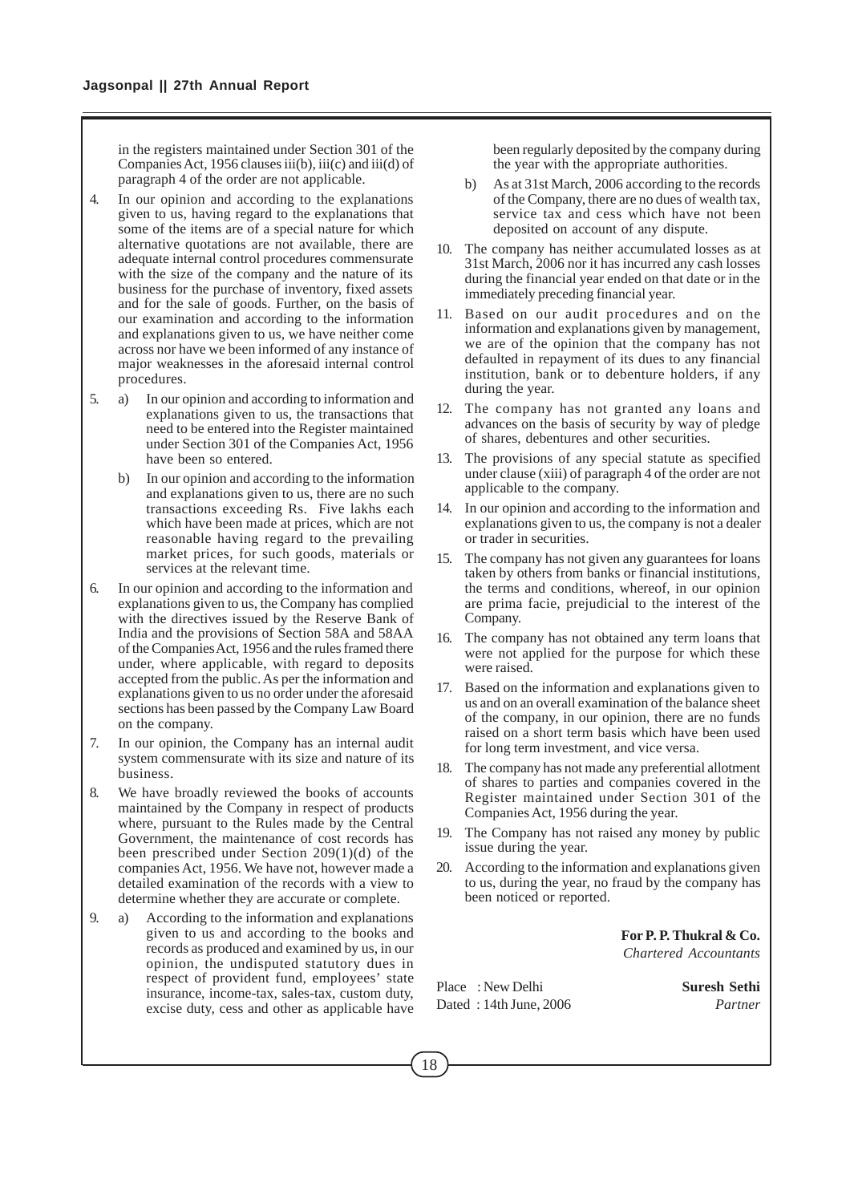in the registers maintained under Section 301 of the Companies Act, 1956 clauses iii(b), iii(c) and iii(d) of paragraph 4 of the order are not applicable.

4. In our opinion and according to the explanations given to us, having regard to the explanations that some of the items are of a special nature for which alternative quotations are not available, there are adequate internal control procedures commensurate with the size of the company and the nature of its business for the purchase of inventory, fixed assets and for the sale of goods. Further, on the basis of our examination and according to the information and explanations given to us, we have neither come across nor have we been informed of any instance of major weaknesses in the aforesaid internal control procedures.

5. a) In our opinion and according to information and explanations given to us, the transactions that need to be entered into the Register maintained under Section 301 of the Companies Act, 1956 have been so entered.

   b) In our opinion and according to the information and explanations given to us, there are no such transactions exceeding Rs. Five lakhs each which have been made at prices, which are not reasonable having regard to the prevailing market prices, for such goods, materials or services at the relevant time.

6. In our opinion and according to the information and explanations given to us, the Company has complied with the directives issued by the Reserve Bank of India and the provisions of Section 58A and 58AA of the Companies Act, 1956 and the rules framed there under, where applicable, with regard to deposits accepted from the public. As per the information and explanations given to us no order under the aforesaid sections has been passed by the Company Law Board on the company.

7. In our opinion, the Company has an internal audit system commensurate with its size and nature of its business.

8. We have broadly reviewed the books of accounts maintained by the Company in respect of products where, pursuant to the Rules made by the Central Government, the maintenance of cost records has been prescribed under Section 209(1)(d) of the companies Act, 1956. We have not, however made a detailed examination of the records with a view to determine whether they are accurate or complete.

9. a) According to the information and explanations given to us and according to the books and records as produced and examined by us, in our opinion, the undisputed statutory dues in respect of provident fund, employees' state insurance, income-tax, sales-tax, custom duty, excise duty, cess and other as applicable have been regularly deposited by the company during the year with the appropriate authorities.

   b) As at 31st March, 2006 according to the records of the Company, there are no dues of wealth tax, service tax and cess which have not been deposited on account of any dispute.

10. The company has neither accumulated losses as at 31st March, 2006 nor it has incurred any cash losses during the financial year ended on that date or in the immediately preceding financial year.

11. Based on our audit procedures and on the information and explanations given by management, we are of the opinion that the company has not defaulted in repayment of its dues to any financial institution, bank or to debenture holders, if any during the year.

12. The company has not granted any loans and advances on the basis of security by way of pledge of shares, debentures and other securities.

13. The provisions of any special statute as specified under clause (xiii) of paragraph 4 of the order are not applicable to the company.

14. In our opinion and according to the information and explanations given to us, the company is not a dealer or trader in securities.

15. The company has not given any guarantees for loans taken by others from banks or financial institutions, the terms and conditions, whereof, in our opinion are prima facie, prejudicial to the interest of the Company.

16. The company has not obtained any term loans that were not applied for the purpose for which these were raised.

17. Based on the information and explanations given to us and on an overall examination of the balance sheet of the company, in our opinion, there are no funds raised on a short term basis which have been used for long term investment, and vice versa.

18. The company has not made any preferential allotment of shares to parties and companies covered in the Register maintained under Section 301 of the Companies Act, 1956 during the year.

19. The Company has not raised any money by public issue during the year.

20. According to the information and explanations given to us, during the year, no fraud by the company has been noticed or reported.

**For P. P. Thukral & Co.**
*Chartered Accountants*

Place : New Delhi
Dated : 14th June, 2006

**Suresh Sethi**
*Partner*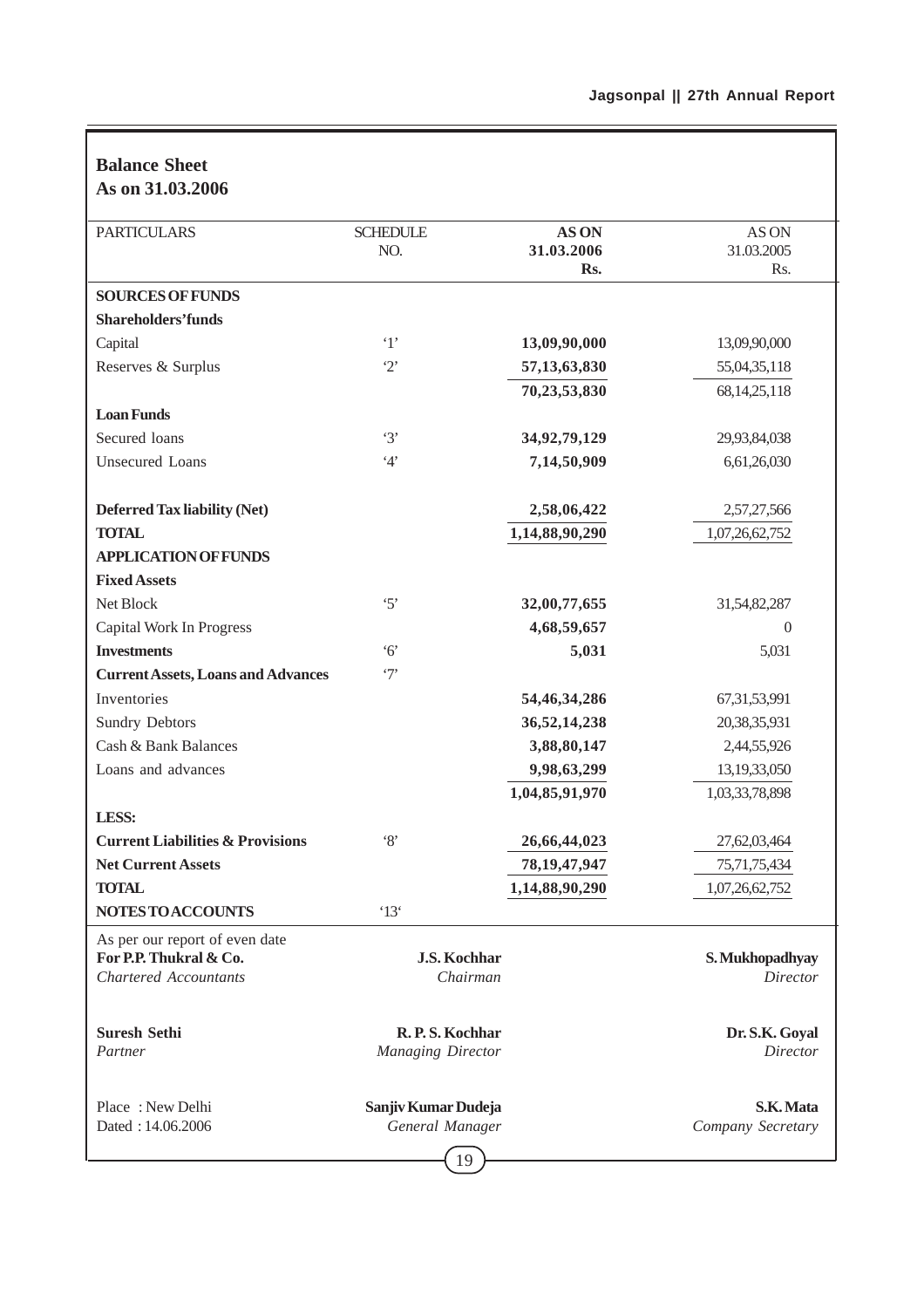## Balance Sheet
## As on 31.03.2006

| PARTICULARS | SCHEDULE NO. | AS ON 31.03.2006 Rs. | AS ON 31.03.2005 Rs. |
|---|---|---|---|
| **SOURCES OF FUNDS** | | | |
| **Shareholders'funds** | | | |
| Capital | '1' | **13,09,90,000** | 13,09,90,000 |
| Reserves & Surplus | '2' | **57,13,63,830** | 55,04,35,118 |
| | | **70,23,53,830** | 68,14,25,118 |
| **Loan Funds** | | | |
| Secured loans | '3' | **34,92,79,129** | 29,93,84,038 |
| Unsecured Loans | '4' | **7,14,50,909** | 6,61,26,030 |
| **Deferred Tax liability (Net)** | | **2,58,06,422** | 2,57,27,566 |
| **TOTAL** | | **1,14,88,90,290** | 1,07,26,62,752 |
| **APPLICATION OF FUNDS** | | | |
| **Fixed Assets** | | | |
| Net Block | '5' | **32,00,77,655** | 31,54,82,287 |
| Capital Work In Progress | | **4,68,59,657** | 0 |
| **Investments** | '6' | **5,031** | 5,031 |
| **Current Assets, Loans and Advances** | '7' | | |
| Inventories | | **54,46,34,286** | 67,31,53,991 |
| Sundry Debtors | | **36,52,14,238** | 20,38,35,931 |
| Cash & Bank Balances | | **3,88,80,147** | 2,44,55,926 |
| Loans and advances | | **9,98,63,299** | 13,19,33,050 |
| | | **1,04,85,91,970** | 1,03,33,78,898 |
| **LESS:** | | | |
| **Current Liabilities & Provisions** | '8' | **26,66,44,023** | 27,62,03,464 |
| **Net Current Assets** | | **78,19,47,947** | 75,71,75,434 |
| **TOTAL** | | **1,14,88,90,290** | 1,07,26,62,752 |
| **NOTES TO ACCOUNTS** | '13' | | |

As per our report of even date
**For P.P. Thukral & Co.**
*Chartered Accountants*

**Suresh Sethi**
*Partner*

Place : New Delhi
Dated : 14.06.2006

**J.S. Kochhar**
*Chairman*

**R. P. S. Kochhar**
*Managing Director*

**Sanjiv Kumar Dudeja**
*General Manager*

**S. Mukhopadhyay**
*Director*

**Dr. S.K. Goyal**
*Director*

**S.K. Mata**
*Company Secretary*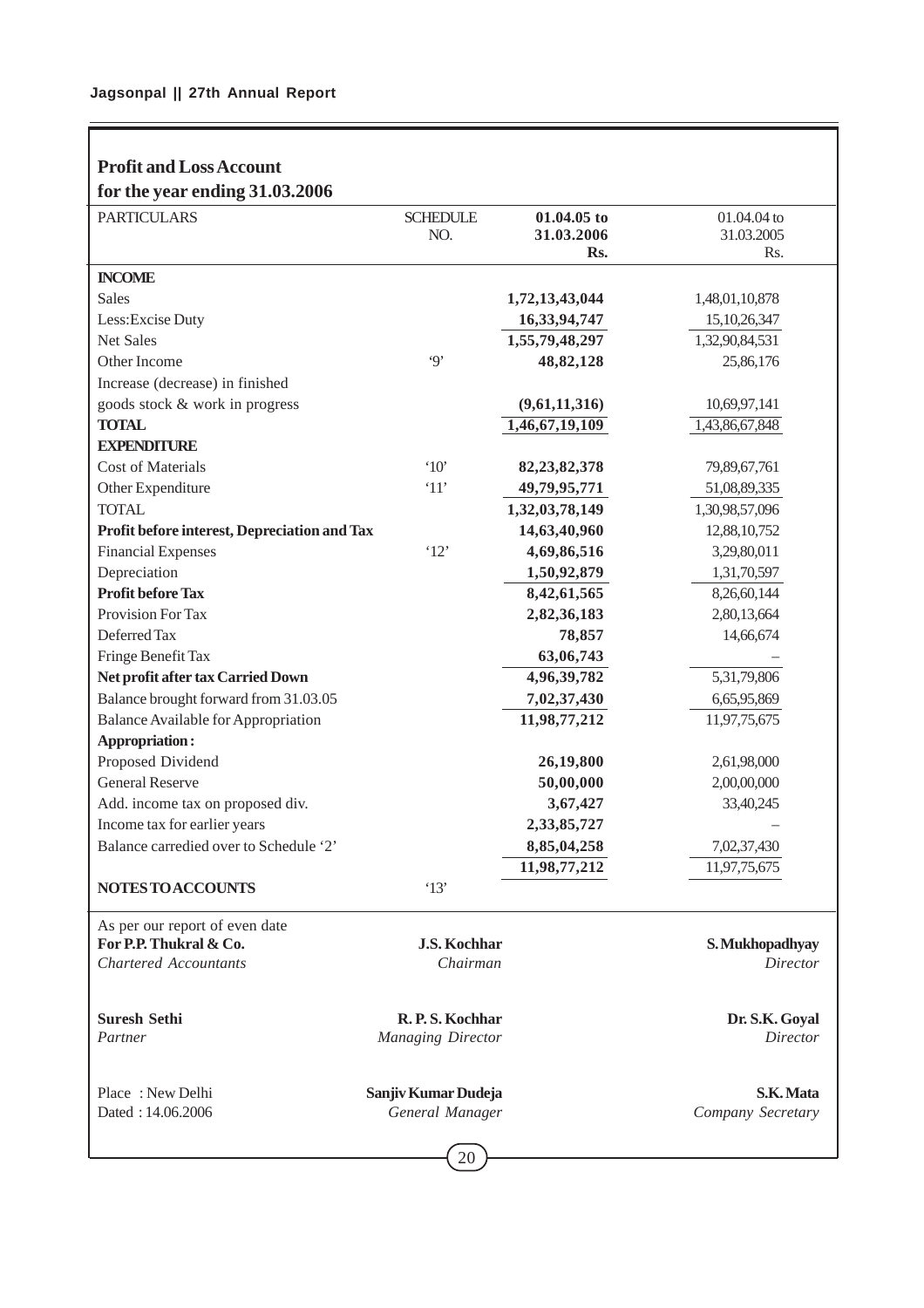## Profit and Loss Account

### for the year ending 31.03.2006

| PARTICULARS | SCHEDULE NO. | **01.04.05 to 31.03.2006 Rs.** | 01.04.04 to 31.03.2005 Rs. |
|---|---|---|---|
| **INCOME** | | | |
| Sales | | **1,72,13,43,044** | 1,48,01,10,878 |
| Less:Excise Duty | | **16,33,94,747** | 15,10,26,347 |
| Net Sales | | **1,55,79,48,297** | 1,32,90,84,531 |
| Other Income | '9' | **48,82,128** | 25,86,176 |
| Increase (decrease) in finished goods stock & work in progress | | **(9,61,11,316)** | 10,69,97,141 |
| **TOTAL** | | **1,46,67,19,109** | 1,43,86,67,848 |
| **EXPENDITURE** | | | |
| Cost of Materials | '10' | **82,23,82,378** | 79,89,67,761 |
| Other Expenditure | '11' | **49,79,95,771** | 51,08,89,335 |
| TOTAL | | **1,32,03,78,149** | 1,30,98,57,096 |
| **Profit before interest, Depreciation and Tax** | | **14,63,40,960** | 12,88,10,752 |
| Financial Expenses | '12' | **4,69,86,516** | 3,29,80,011 |
| Depreciation | | **1,50,92,879** | 1,31,70,597 |
| **Profit before Tax** | | **8,42,61,565** | 8,26,60,144 |
| Provision For Tax | | **2,82,36,183** | 2,80,13,664 |
| Deferred Tax | | **78,857** | 14,66,674 |
| Fringe Benefit Tax | | **63,06,743** | – |
| **Net profit after tax Carried Down** | | **4,96,39,782** | 5,31,79,806 |
| Balance brought forward from 31.03.05 | | **7,02,37,430** | 6,65,95,869 |
| Balance Available for Appropriation | | **11,98,77,212** | 11,97,75,675 |
| **Appropriation :** | | | |
| Proposed Dividend | | **26,19,800** | 2,61,98,000 |
| General Reserve | | **50,00,000** | 2,00,00,000 |
| Add. income tax on proposed div. | | **3,67,427** | 33,40,245 |
| Income tax for earlier years | | **2,33,85,727** | – |
| Balance carredied over to Schedule '2' | | **8,85,04,258** | 7,02,37,430 |
| | | **11,98,77,212** | 11,97,75,675 |
| **NOTES TO ACCOUNTS** | '13' | | |

As per our report of even date

| | | |
|---|---|---|
| **For P.P. Thukral & Co.** | **J.S. Kochhar** | **S. Mukhopadhyay** |
| *Chartered Accountants* | *Chairman* | *Director* |
| **Suresh Sethi** | **R. P. S. Kochhar** | **Dr. S.K. Goyal** |
| *Partner* | *Managing Director* | *Director* |
| Place : New Delhi | **Sanjiv Kumar Dudeja** | **S.K. Mata** |
| Dated : 14.06.2006 | *General Manager* | *Company Secretary* |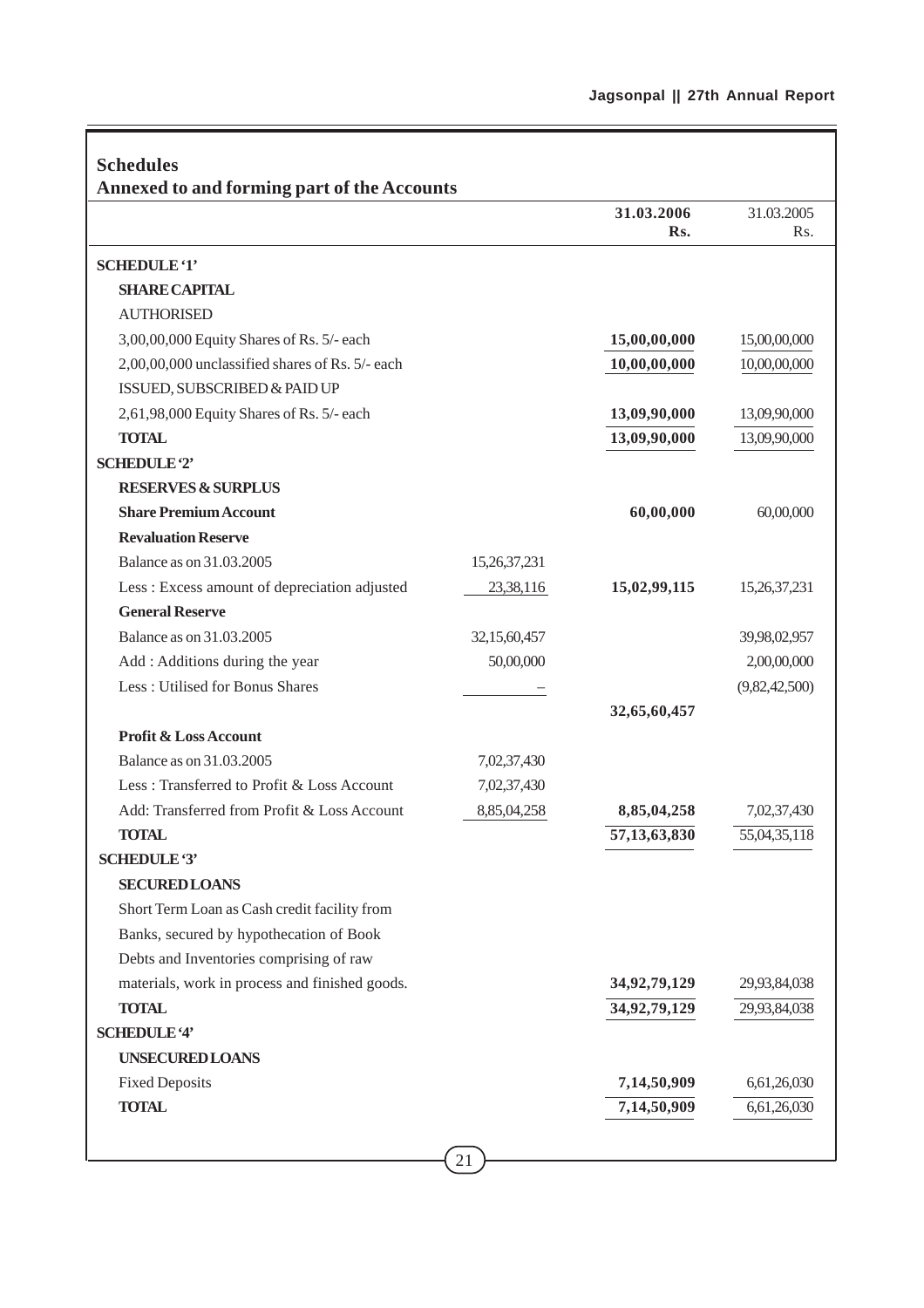## Schedules

### Annexed to and forming part of the Accounts

| | | 31.03.2006 Rs. | 31.03.2005 Rs. |
|---|---|---|---|
| **SCHEDULE '1'** | | | |
| **SHARE CAPITAL** | | | |
| AUTHORISED | | | |
| 3,00,00,000 Equity Shares of Rs. 5/- each | | **15,00,00,000** | 15,00,00,000 |
| 2,00,00,000 unclassified shares of Rs. 5/- each | | **10,00,00,000** | 10,00,00,000 |
| ISSUED, SUBSCRIBED & PAID UP | | | |
| 2,61,98,000 Equity Shares of Rs. 5/- each | | **13,09,90,000** | 13,09,90,000 |
| **TOTAL** | | **13,09,90,000** | 13,09,90,000 |
| **SCHEDULE '2'** | | | |
| **RESERVES & SURPLUS** | | | |
| **Share Premium Account** | | **60,00,000** | 60,00,000 |
| **Revaluation Reserve** | | | |
| Balance as on 31.03.2005 | 15,26,37,231 | | |
| Less : Excess amount of depreciation adjusted | 23,38,116 | **15,02,99,115** | 15,26,37,231 |
| **General Reserve** | | | |
| Balance as on 31.03.2005 | 32,15,60,457 | | 39,98,02,957 |
| Add : Additions during the year | 50,00,000 | | 2,00,00,000 |
| Less : Utilised for Bonus Shares | – | | (9,82,42,500) |
| | | **32,65,60,457** | |
| **Profit & Loss Account** | | | |
| Balance as on 31.03.2005 | 7,02,37,430 | | |
| Less : Transferred to Profit & Loss Account | 7,02,37,430 | | |
| Add: Transferred from Profit & Loss Account | 8,85,04,258 | **8,85,04,258** | 7,02,37,430 |
| **TOTAL** | | **57,13,63,830** | 55,04,35,118 |
| **SCHEDULE '3'** | | | |
| **SECURED LOANS** | | | |
| Short Term Loan as Cash credit facility from Banks, secured by hypothecation of Book Debts and Inventories comprising of raw materials, work in process and finished goods. | | **34,92,79,129** | 29,93,84,038 |
| **TOTAL** | | **34,92,79,129** | 29,93,84,038 |
| **SCHEDULE '4'** | | | |
| **UNSECURED LOANS** | | | |
| Fixed Deposits | | **7,14,50,909** | 6,61,26,030 |
| **TOTAL** | | **7,14,50,909** | 6,61,26,030 |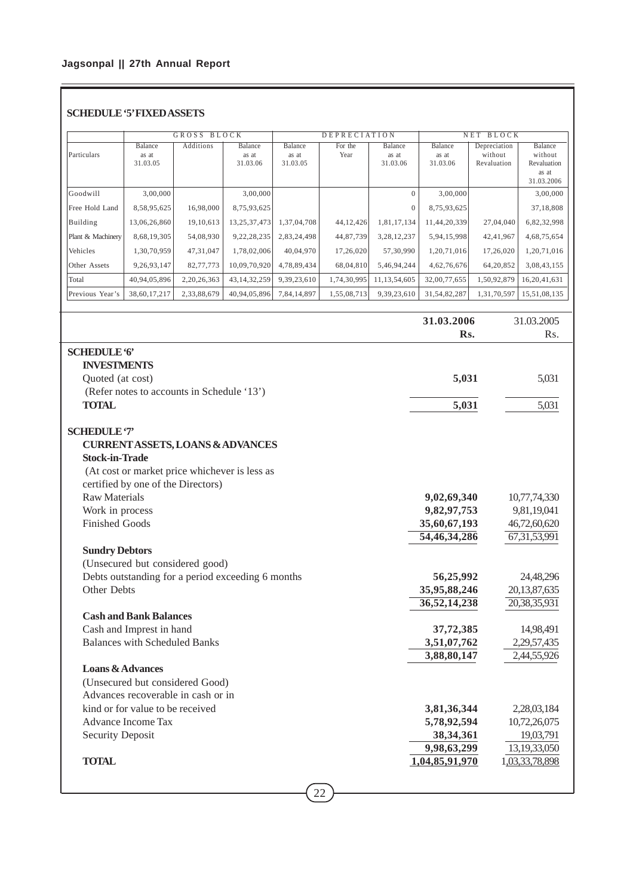## SCHEDULE '5' FIXED ASSETS

| Particulars | GROSS BLOCK | | | DEPRECIATION | | | NET BLOCK | | |
|---|---|---|---|---|---|---|---|---|---|
| | Balance as at 31.03.05 | Additions | Balance as at 31.03.06 | Balance as at 31.03.05 | For the Year | Balance as at 31.03.06 | Balance as at 31.03.06 | Depreciation without Revaluation | Balance without Revaluation as at 31.03.2006 |
| Goodwill | 3,00,000 | | 3,00,000 | | | 0 | 3,00,000 | | 3,00,000 |
| Free Hold Land | 8,58,95,625 | 16,98,000 | 8,75,93,625 | | | 0 | 8,75,93,625 | | 37,18,808 |
| Building | 13,06,26,860 | 19,10,613 | 13,25,37,473 | 1,37,04,708 | 44,12,426 | 1,81,17,134 | 11,44,20,339 | 27,04,040 | 6,82,32,998 |
| Plant & Machinery | 8,68,19,305 | 54,08,930 | 9,22,28,235 | 2,83,24,498 | 44,87,739 | 3,28,12,237 | 5,94,15,998 | 42,41,967 | 4,68,75,654 |
| Vehicles | 1,30,70,959 | 47,31,047 | 1,78,02,006 | 40,04,970 | 17,26,020 | 57,30,990 | 1,20,71,016 | 17,26,020 | 1,20,71,016 |
| Other Assets | 9,26,93,147 | 82,77,773 | 10,09,70,920 | 4,78,89,434 | 68,04,810 | 5,46,94,244 | 4,62,76,676 | 64,20,852 | 3,08,43,155 |
| Total | 40,94,05,896 | 2,20,26,363 | 43,14,32,259 | 9,39,23,610 | 1,74,30,995 | 11,13,54,605 | 32,00,77,655 | 1,50,92,879 | 16,20,41,631 |
| Previous Year's | 38,60,17,217 | 2,33,88,679 | 40,94,05,896 | 7,84,14,897 | 1,55,08,713 | 9,39,23,610 | 31,54,82,287 | 1,31,70,597 | 15,51,08,135 |

| | **31.03.2006 Rs.** | 31.03.2005 Rs. |
|---|---|---|
| **SCHEDULE '6'** | | |
| **INVESTMENTS** | | |
| Quoted (at cost) | **5,031** | 5,031 |
| (Refer notes to accounts in Schedule '13') | | |
| **TOTAL** | **5,031** | 5,031 |
| | | |
| **SCHEDULE '7'** | | |
| **CURRENT ASSETS, LOANS & ADVANCES** | | |
| **Stock-in-Trade** | | |
| (At cost or market price whichever is less as certified by one of the Directors) | | |
| Raw Materials | **9,02,69,340** | 10,77,74,330 |
| Work in process | **9,82,97,753** | 9,81,19,041 |
| Finished Goods | **35,60,67,193** | 46,72,60,620 |
| | **54,46,34,286** | 67,31,53,991 |
| **Sundry Debtors** | | |
| (Unsecured but considered good) | | |
| Debts outstanding for a period exceeding 6 months | **56,25,992** | 24,48,296 |
| Other Debts | **35,95,88,246** | 20,13,87,635 |
| | **36,52,14,238** | 20,38,35,931 |
| **Cash and Bank Balances** | | |
| Cash and Imprest in hand | **37,72,385** | 14,98,491 |
| Balances with Scheduled Banks | **3,51,07,762** | 2,29,57,435 |
| | **3,88,80,147** | 2,44,55,926 |
| **Loans & Advances** | | |
| (Unsecured but considered Good) | | |
| Advances recoverable in cash or in kind or for value to be received | **3,81,36,344** | 2,28,03,184 |
| Advance Income Tax | **5,78,92,594** | 10,72,26,075 |
| Security Deposit | **38,34,361** | 19,03,791 |
| | **9,98,63,299** | 13,19,33,050 |
| **TOTAL** | **1,04,85,91,970** | 1,03,33,78,898 |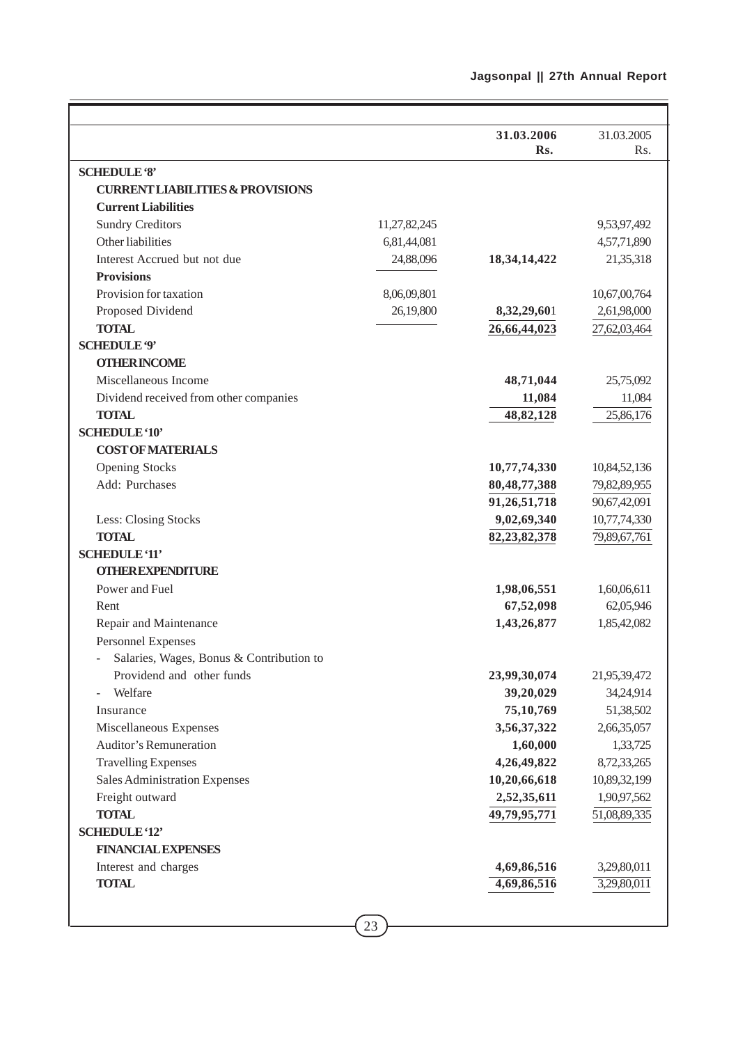| | | 31.03.2006 Rs. | 31.03.2005 Rs. |
|---|---|---|---|
| **SCHEDULE '8'** | | | |
| **CURRENT LIABILITIES & PROVISIONS** | | | |
| **Current Liabilities** | | | |
| Sundry Creditors | 11,27,82,245 | | 9,53,97,492 |
| Other liabilities | 6,81,44,081 | | 4,57,71,890 |
| Interest Accrued but not due | 24,88,096 | **18,34,14,422** | 21,35,318 |
| **Provisions** | | | |
| Provision for taxation | 8,06,09,801 | | 10,67,00,764 |
| Proposed Dividend | 26,19,800 | **8,32,29,601** | 2,61,98,000 |
| **TOTAL** | | **26,66,44,023** | 27,62,03,464 |
| **SCHEDULE '9'** | | | |
| **OTHER INCOME** | | | |
| Miscellaneous Income | | **48,71,044** | 25,75,092 |
| Dividend received from other companies | | **11,084** | 11,084 |
| **TOTAL** | | **48,82,128** | 25,86,176 |
| **SCHEDULE '10'** | | | |
| **COST OF MATERIALS** | | | |
| Opening Stocks | | **10,77,74,330** | 10,84,52,136 |
| Add: Purchases | | **80,48,77,388** | 79,82,89,955 |
| | | **91,26,51,718** | 90,67,42,091 |
| Less: Closing Stocks | | **9,02,69,340** | 10,77,74,330 |
| **TOTAL** | | **82,23,82,378** | 79,89,67,761 |
| **SCHEDULE '11'** | | | |
| **OTHER EXPENDITURE** | | | |
| Power and Fuel | | **1,98,06,551** | 1,60,06,611 |
| Rent | | **67,52,098** | 62,05,946 |
| Repair and Maintenance | | **1,43,26,877** | 1,85,42,082 |
| Personnel Expenses | | | |
| - Salaries, Wages, Bonus & Contribution to Providend and other funds | | **23,99,30,074** | 21,95,39,472 |
| - Welfare | | **39,20,029** | 34,24,914 |
| Insurance | | **75,10,769** | 51,38,502 |
| Miscellaneous Expenses | | **3,56,37,322** | 2,66,35,057 |
| Auditor's Remuneration | | **1,60,000** | 1,33,725 |
| Travelling Expenses | | **4,26,49,822** | 8,72,33,265 |
| Sales Administration Expenses | | **10,20,66,618** | 10,89,32,199 |
| Freight outward | | **2,52,35,611** | 1,90,97,562 |
| **TOTAL** | | **49,79,95,771** | 51,08,89,335 |
| **SCHEDULE '12'** | | | |
| **FINANCIAL EXPENSES** | | | |
| Interest and charges | | **4,69,86,516** | 3,29,80,011 |
| **TOTAL** | | **4,69,86,516** | 3,29,80,011 |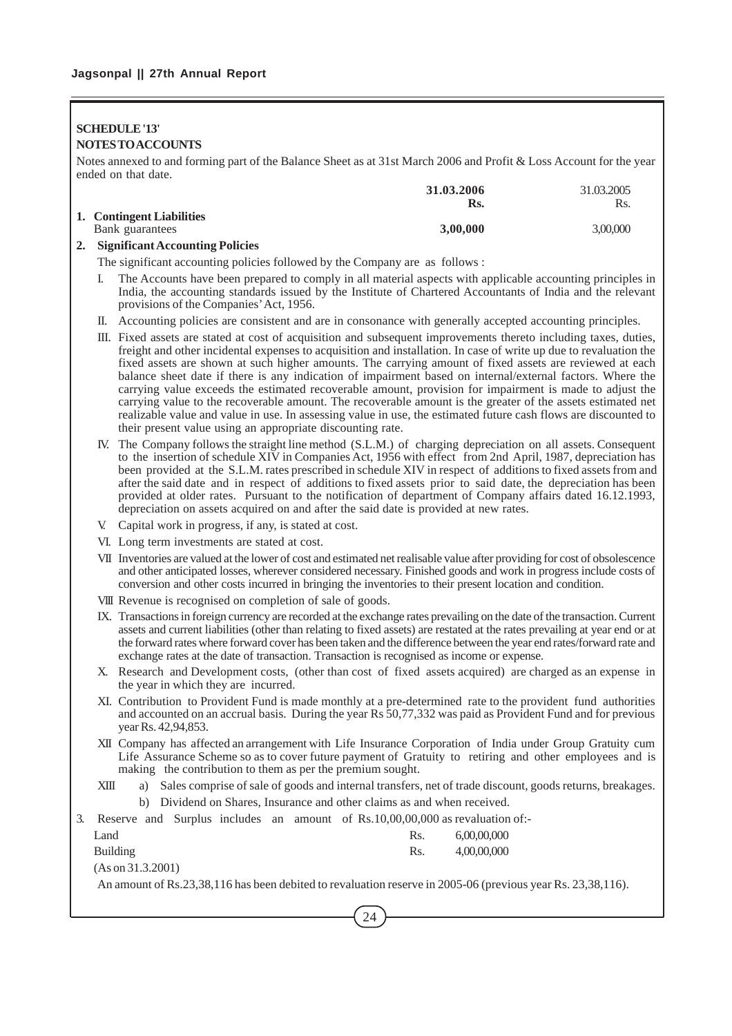## SCHEDULE '13'

## NOTES TO ACCOUNTS

Notes annexed to and forming part of the Balance Sheet as at 31st March 2006 and Profit & Loss Account for the year ended on that date.

| | 31.03.2006 Rs. | 31.03.2005 Rs. |
|---|---|---|
| **1. Contingent Liabilities** | | |
| Bank guarantees | **3,00,000** | 3,00,000 |

**2. Significant Accounting Policies**

The significant accounting policies followed by the Company are as follows :

I. The Accounts have been prepared to comply in all material aspects with applicable accounting principles in India, the accounting standards issued by the Institute of Chartered Accountants of India and the relevant provisions of the Companies' Act, 1956.

II. Accounting policies are consistent and are in consonance with generally accepted accounting principles.

III. Fixed assets are stated at cost of acquisition and subsequent improvements thereto including taxes, duties, freight and other incidental expenses to acquisition and installation. In case of write up due to revaluation the fixed assets are shown at such higher amounts. The carrying amount of fixed assets are reviewed at each balance sheet date if there is any indication of impairment based on internal/external factors. Where the carrying value exceeds the estimated recoverable amount, provision for impairment is made to adjust the carrying value to the recoverable amount. The recoverable amount is the greater of the assets estimated net realizable value and value in use. In assessing value in use, the estimated future cash flows are discounted to their present value using an appropriate discounting rate.

IV. The Company follows the straight line method (S.L.M.) of charging depreciation on all assets. Consequent to the insertion of schedule XIV in Companies Act, 1956 with effect from 2nd April, 1987, depreciation has been provided at the S.L.M. rates prescribed in schedule XIV in respect of additions to fixed assets from and after the said date and in respect of additions to fixed assets prior to said date, the depreciation has been provided at older rates. Pursuant to the notification of department of Company affairs dated 16.12.1993, depreciation on assets acquired on and after the said date is provided at new rates.

V. Capital work in progress, if any, is stated at cost.

VI. Long term investments are stated at cost.

VII Inventories are valued at the lower of cost and estimated net realisable value after providing for cost of obsolescence and other anticipated losses, wherever considered necessary. Finished goods and work in progress include costs of conversion and other costs incurred in bringing the inventories to their present location and condition.

VIII Revenue is recognised on completion of sale of goods.

IX. Transactions in foreign currency are recorded at the exchange rates prevailing on the date of the transaction. Current assets and current liabilities (other than relating to fixed assets) are restated at the rates prevailing at year end or at the forward rates where forward cover has been taken and the difference between the year end rates/forward rate and exchange rates at the date of transaction. Transaction is recognised as income or expense.

X. Research and Development costs, (other than cost of fixed assets acquired) are charged as an expense in the year in which they are incurred.

XI. Contribution to Provident Fund is made monthly at a pre-determined rate to the provident fund authorities and accounted on an accrual basis. During the year Rs 50,77,332 was paid as Provident Fund and for previous year Rs. 42,94,853.

XII Company has affected an arrangement with Life Insurance Corporation of India under Group Gratuity cum Life Assurance Scheme so as to cover future payment of Gratuity to retiring and other employees and is making the contribution to them as per the premium sought.

XIII a) Sales comprise of sale of goods and internal transfers, net of trade discount, goods returns, breakages.

b) Dividend on Shares, Insurance and other claims as and when received.

3. Reserve and Surplus includes an amount of Rs.10,00,00,000 as revaluation of:-

| | | |
|---|---|---|
| Land | Rs. | 6,00,00,000 |
| Building | Rs. | 4,00,00,000 |

(As on 31.3.2001)

An amount of Rs.23,38,116 has been debited to revaluation reserve in 2005-06 (previous year Rs. 23,38,116).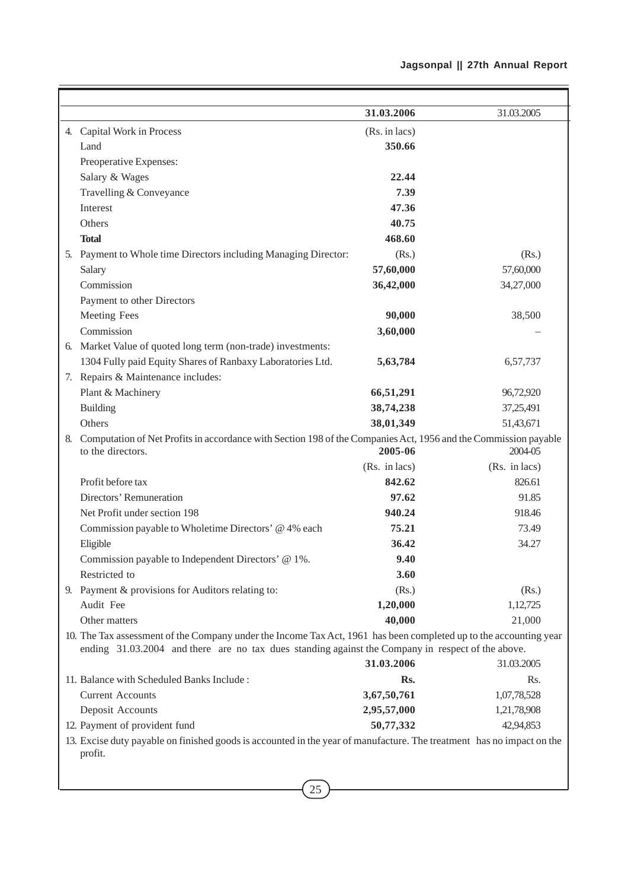| | 31.03.2006 | 31.03.2005 |
|---|---|---|
| 4. Capital Work in Process | (Rs. in lacs) | |
| Land | **350.66** | |
| Preoperative Expenses: | | |
| Salary & Wages | **22.44** | |
| Travelling & Conveyance | **7.39** | |
| Interest | **47.36** | |
| Others | **40.75** | |
| **Total** | **468.60** | |
| 5. Payment to Whole time Directors including Managing Director: | (Rs.) | (Rs.) |
| Salary | **57,60,000** | 57,60,000 |
| Commission | **36,42,000** | 34,27,000 |
| Payment to other Directors | | |
| Meeting Fees | **90,000** | 38,500 |
| Commission | **3,60,000** | – |
| 6. Market Value of quoted long term (non-trade) investments: | | |
| 1304 Fully paid Equity Shares of Ranbaxy Laboratories Ltd. | **5,63,784** | 6,57,737 |
| 7. Repairs & Maintenance includes: | | |
| Plant & Machinery | **66,51,291** | 96,72,920 |
| Building | **38,74,238** | 37,25,491 |
| Others | **38,01,349** | 51,43,671 |
| 8. Computation of Net Profits in accordance with Section 198 of the Companies Act, 1956 and the Commission payable to the directors. | **2005-06** | 2004-05 |
| | (Rs. in lacs) | (Rs. in lacs) |
| Profit before tax | **842.62** | 826.61 |
| Directors' Remuneration | **97.62** | 91.85 |
| Net Profit under section 198 | **940.24** | 918.46 |
| Commission payable to Wholetime Directors' @ 4% each | **75.21** | 73.49 |
| Eligible | **36.42** | 34.27 |
| Commission payable to Independent Directors' @ 1%. | **9.40** | |
| Restricted to | **3.60** | |
| 9. Payment & provisions for Auditors relating to: | (Rs.) | (Rs.) |
| Audit Fee | **1,20,000** | 1,12,725 |
| Other matters | **40,000** | 21,000 |

10. The Tax assessment of the Company under the Income Tax Act, 1961 has been completed up to the accounting year ending 31.03.2004 and there are no tax dues standing against the Company in respect of the above.

| | 31.03.2006 | 31.03.2005 |
|---|---|---|
| 11. Balance with Scheduled Banks Include : | **Rs.** | Rs. |
| Current Accounts | **3,67,50,761** | 1,07,78,528 |
| Deposit Accounts | **2,95,57,000** | 1,21,78,908 |
| 12. Payment of provident fund | **50,77,332** | 42,94,853 |

13. Excise duty payable on finished goods is accounted in the year of manufacture. The treatment has no impact on the profit.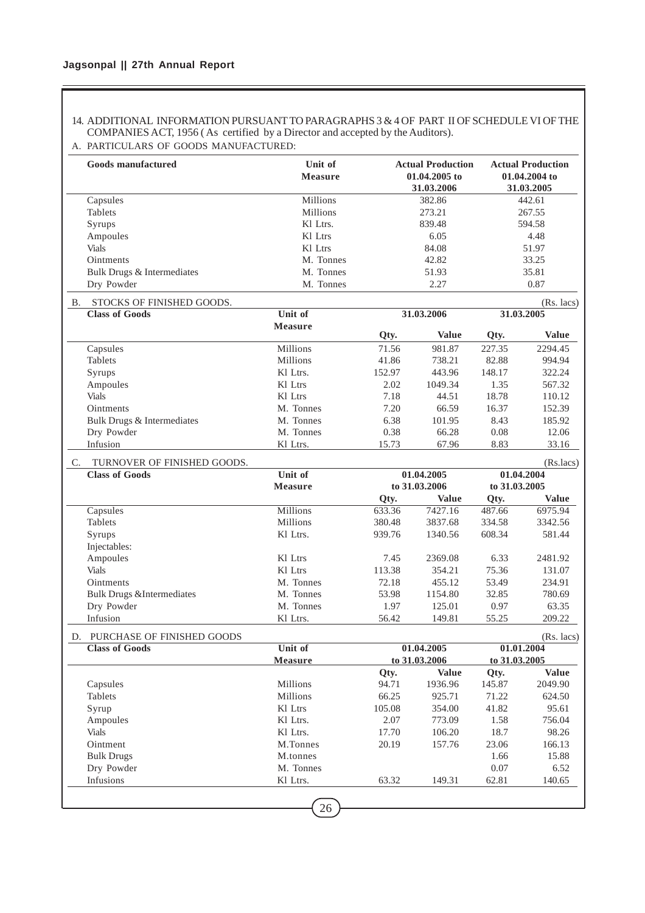14. ADDITIONAL INFORMATION PURSUANT TO PARAGRAPHS 3 & 4 OF PART II OF SCHEDULE VI OF THE COMPANIES ACT, 1956 ( As certified by a Director and accepted by the Auditors).

A. PARTICULARS OF GOODS MANUFACTURED:

| Goods manufactured | Unit of Measure | Actual Production 01.04.2005 to 31.03.2006 | Actual Production 01.04.2004 to 31.03.2005 |
|---|---|---|---|
| Capsules | Millions | 382.86 | 442.61 |
| Tablets | Millions | 273.21 | 267.55 |
| Syrups | Kl Ltrs. | 839.48 | 594.58 |
| Ampoules | Kl Ltrs | 6.05 | 4.48 |
| Vials | Kl Ltrs | 84.08 | 51.97 |
| Ointments | M. Tonnes | 42.82 | 33.25 |
| Bulk Drugs & Intermediates | M. Tonnes | 51.93 | 35.81 |
| Dry Powder | M. Tonnes | 2.27 | 0.87 |

B. STOCKS OF FINISHED GOODS. (Rs. lacs)

| Class of Goods | Unit of Measure | 31.03.2006 | | 31.03.2005 | |
|---|---|---|---|---|---|
| | | Qty. | Value | Qty. | Value |
| Capsules | Millions | 71.56 | 981.87 | 227.35 | 2294.45 |
| Tablets | Millions | 41.86 | 738.21 | 82.88 | 994.94 |
| Syrups | Kl Ltrs. | 152.97 | 443.96 | 148.17 | 322.24 |
| Ampoules | Kl Ltrs | 2.02 | 1049.34 | 1.35 | 567.32 |
| Vials | Kl Ltrs | 7.18 | 44.51 | 18.78 | 110.12 |
| Ointments | M. Tonnes | 7.20 | 66.59 | 16.37 | 152.39 |
| Bulk Drugs & Intermediates | M. Tonnes | 6.38 | 101.95 | 8.43 | 185.92 |
| Dry Powder | M. Tonnes | 0.38 | 66.28 | 0.08 | 12.06 |
| Infusion | Kl Ltrs. | 15.73 | 67.96 | 8.83 | 33.16 |

C. TURNOVER OF FINISHED GOODS. (Rs.lacs)

| Class of Goods | Unit of Measure | 01.04.2005 to 31.03.2006 | | 01.04.2004 to 31.03.2005 | |
|---|---|---|---|---|---|
| | | Qty. | Value | Qty. | Value |
| Capsules | Millions | 633.36 | 7427.16 | 487.66 | 6975.94 |
| Tablets | Millions | 380.48 | 3837.68 | 334.58 | 3342.56 |
| Syrups | Kl Ltrs. | 939.76 | 1340.56 | 608.34 | 581.44 |
| Injectables: | | | | | |
| Ampoules | Kl Ltrs | 7.45 | 2369.08 | 6.33 | 2481.92 |
| Vials | Kl Ltrs | 113.38 | 354.21 | 75.36 | 131.07 |
| Ointments | M. Tonnes | 72.18 | 455.12 | 53.49 | 234.91 |
| Bulk Drugs &Intermediates | M. Tonnes | 53.98 | 1154.80 | 32.85 | 780.69 |
| Dry Powder | M. Tonnes | 1.97 | 125.01 | 0.97 | 63.35 |
| Infusion | Kl Ltrs. | 56.42 | 149.81 | 55.25 | 209.22 |

D. PURCHASE OF FINISHED GOODS (Rs. lacs)

| Class of Goods | Unit of Measure | 01.04.2005 to 31.03.2006 | | 01.01.2004 to 31.03.2005 | |
|---|---|---|---|---|---|
| | | Qty. | Value | Qty. | Value |
| Capsules | Millions | 94.71 | 1936.96 | 145.87 | 2049.90 |
| Tablets | Millions | 66.25 | 925.71 | 71.22 | 624.50 |
| Syrup | Kl Ltrs | 105.08 | 354.00 | 41.82 | 95.61 |
| Ampoules | Kl Ltrs. | 2.07 | 773.09 | 1.58 | 756.04 |
| Vials | Kl Ltrs. | 17.70 | 106.20 | 18.7 | 98.26 |
| Ointment | M.Tonnes | 20.19 | 157.76 | 23.06 | 166.13 |
| Bulk Drugs | M.tonnes | | | 1.66 | 15.88 |
| Dry Powder | M. Tonnes | | | 0.07 | 6.52 |
| Infusions | Kl Ltrs. | 63.32 | 149.31 | 62.81 | 140.65 |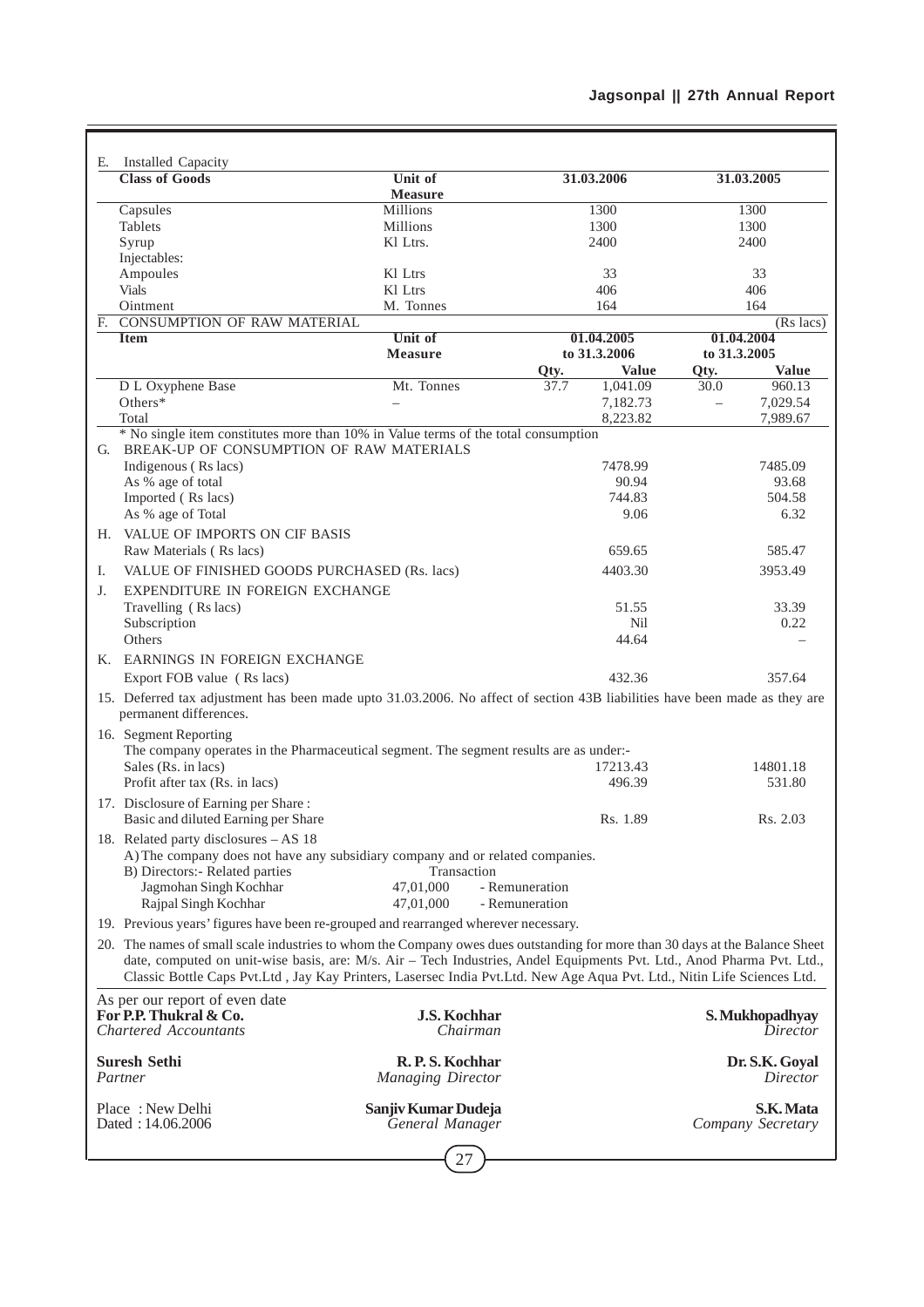E. Installed Capacity

| Class of Goods | Unit of Measure | 31.03.2006 | 31.03.2005 |
|---|---|---|---|
| Capsules | Millions | 1300 | 1300 |
| Tablets | Millions | 1300 | 1300 |
| Syrup | Kl Ltrs. | 2400 | 2400 |
| Injectables: | | | |
| Ampoules | Kl Ltrs | 33 | 33 |
| Vials | Kl Ltrs | 406 | 406 |
| Ointment | M. Tonnes | 164 | 164 |

F. CONSUMPTION OF RAW MATERIAL (Rs lacs)

| Item | Unit of Measure | 01.04.2005 to 31.3.2006 | | 01.04.2004 to 31.3.2005 | |
|---|---|---|---|---|---|
| | | Qty. | Value | Qty. | Value |
| D L Oxyphene Base | Mt. Tonnes | 37.7 | 1,041.09 | 30.0 | 960.13 |
| Others* | – | | 7,182.73 | – | 7,029.54 |
| Total | | | 8,223.82 | | 7,989.67 |

* No single item constitutes more than 10% in Value terms of the total consumption

| | 31.03.2006 | 31.03.2005 |
|---|---|---|
| G. BREAK-UP OF CONSUMPTION OF RAW MATERIALS | | |
| Indigenous ( Rs lacs) | 7478.99 | 7485.09 |
| As % age of total | 90.94 | 93.68 |
| Imported ( Rs lacs) | 744.83 | 504.58 |
| As % age of Total | 9.06 | 6.32 |
| H. VALUE OF IMPORTS ON CIF BASIS | | |
| Raw Materials ( Rs lacs) | 659.65 | 585.47 |
| I. VALUE OF FINISHED GOODS PURCHASED (Rs. lacs) | 4403.30 | 3953.49 |
| J. EXPENDITURE IN FOREIGN EXCHANGE | | |
| Travelling ( Rs lacs) | 51.55 | 33.39 |
| Subscription | Nil | 0.22 |
| Others | 44.64 | – |
| K. EARNINGS IN FOREIGN EXCHANGE | | |
| Export FOB value ( Rs lacs) | 432.36 | 357.64 |

15. Deferred tax adjustment has been made upto 31.03.2006. No affect of section 43B liabilities have been made as they are permanent differences.

16. Segment Reporting
The company operates in the Pharmaceutical segment. The segment results are as under:-

| | | |
|---|---|---|
| Sales (Rs. in lacs) | 17213.43 | 14801.18 |
| Profit after tax (Rs. in lacs) | 496.39 | 531.80 |

17. Disclosure of Earning per Share :

| | | |
|---|---|---|
| Basic and diluted Earning per Share | Rs. 1.89 | Rs. 2.03 |

18. Related party disclosures – AS 18
A) The company does not have any subsidiary company and or related companies.
B) Directors:- Related parties — Transaction

| | | |
|---|---|---|
| Jagmohan Singh Kochhar | 47,01,000 | - Remuneration |
| Rajpal Singh Kochhar | 47,01,000 | - Remuneration |

19. Previous years' figures have been re-grouped and rearranged wherever necessary.

20. The names of small scale industries to whom the Company owes dues outstanding for more than 30 days at the Balance Sheet date, computed on unit-wise basis, are: M/s. Air – Tech Industries, Andel Equipments Pvt. Ltd., Anod Pharma Pvt. Ltd., Classic Bottle Caps Pvt.Ltd , Jay Kay Printers, Lasersec India Pvt.Ltd. New Age Aqua Pvt. Ltd., Nitin Life Sciences Ltd.

As per our report of even date
**For P.P. Thukral & Co.**
*Chartered Accountants*

**Suresh Sethi**
*Partner*

Place : New Delhi
Dated : 14.06.2006

**J.S. Kochhar**
*Chairman*

**R. P. S. Kochhar**
*Managing Director*

**Sanjiv Kumar Dudeja**
*General Manager*

**S. Mukhopadhyay**
*Director*

**Dr. S.K. Goyal**
*Director*

**S.K. Mata**
*Company Secretary*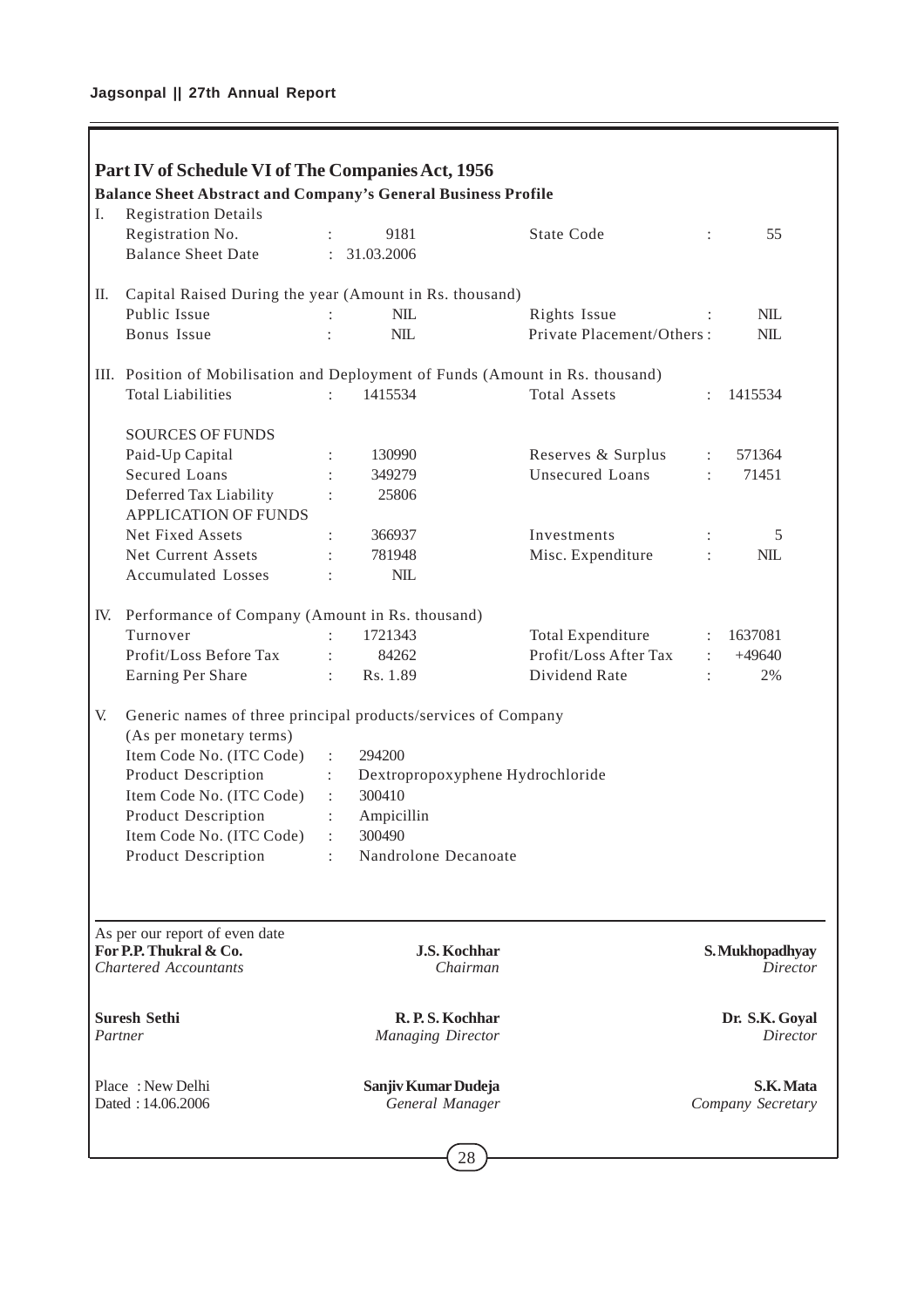## Part IV of Schedule VI of The Companies Act, 1956

**Balance Sheet Abstract and Company's General Business Profile**

I. Registration Details

| | | | | | |
|---|---|---|---|---|---|
| Registration No. | : | 9181 | State Code | : | 55 |
| Balance Sheet Date | : | 31.03.2006 | | | |

II. Capital Raised During the year (Amount in Rs. thousand)

| | | | | | |
|---|---|---|---|---|---|
| Public Issue | : | NIL | Rights Issue | : | NIL |
| Bonus Issue | : | NIL | Private Placement/Others | : | NIL |

III. Position of Mobilisation and Deployment of Funds (Amount in Rs. thousand)

| | | | | | |
|---|---|---|---|---|---|
| Total Liabilities | : | 1415534 | Total Assets | : | 1415534 |
| **SOURCES OF FUNDS** | | | | | |
| Paid-Up Capital | : | 130990 | Reserves & Surplus | : | 571364 |
| Secured Loans | : | 349279 | Unsecured Loans | : | 71451 |
| Deferred Tax Liability | : | 25806 | | | |
| **APPLICATION OF FUNDS** | | | | | |
| Net Fixed Assets | : | 366937 | Investments | : | 5 |
| Net Current Assets | : | 781948 | Misc. Expenditure | : | NIL |
| Accumulated Losses | : | NIL | | | |

IV. Performance of Company (Amount in Rs. thousand)

| | | | | | |
|---|---|---|---|---|---|
| Turnover | : | 1721343 | Total Expenditure | : | 1637081 |
| Profit/Loss Before Tax | : | 84262 | Profit/Loss After Tax | : | +49640 |
| Earning Per Share | : | Rs. 1.89 | Dividend Rate | : | 2% |

V. Generic names of three principal products/services of Company (As per monetary terms)

| | | |
|---|---|---|
| Item Code No. (ITC Code) | : | 294200 |
| Product Description | : | Dextropropoxyphene Hydrochloride |
| Item Code No. (ITC Code) | : | 300410 |
| Product Description | : | Ampicillin |
| Item Code No. (ITC Code) | : | 300490 |
| Product Description | : | Nandrolone Decanoate |

As per our report of even date

| | | |
|---|---|---|
| **For P.P. Thukral & Co.**<br>*Chartered Accountants* | **J.S. Kochhar**<br>*Chairman* | **S. Mukhopadhyay**<br>*Director* |
| **Suresh Sethi**<br>*Partner* | **R. P. S. Kochhar**<br>*Managing Director* | **Dr. S.K. Goyal**<br>*Director* |
| Place : New Delhi<br>Dated : 14.06.2006 | **Sanjiv Kumar Dudeja**<br>*General Manager* | **S.K. Mata**<br>*Company Secretary* |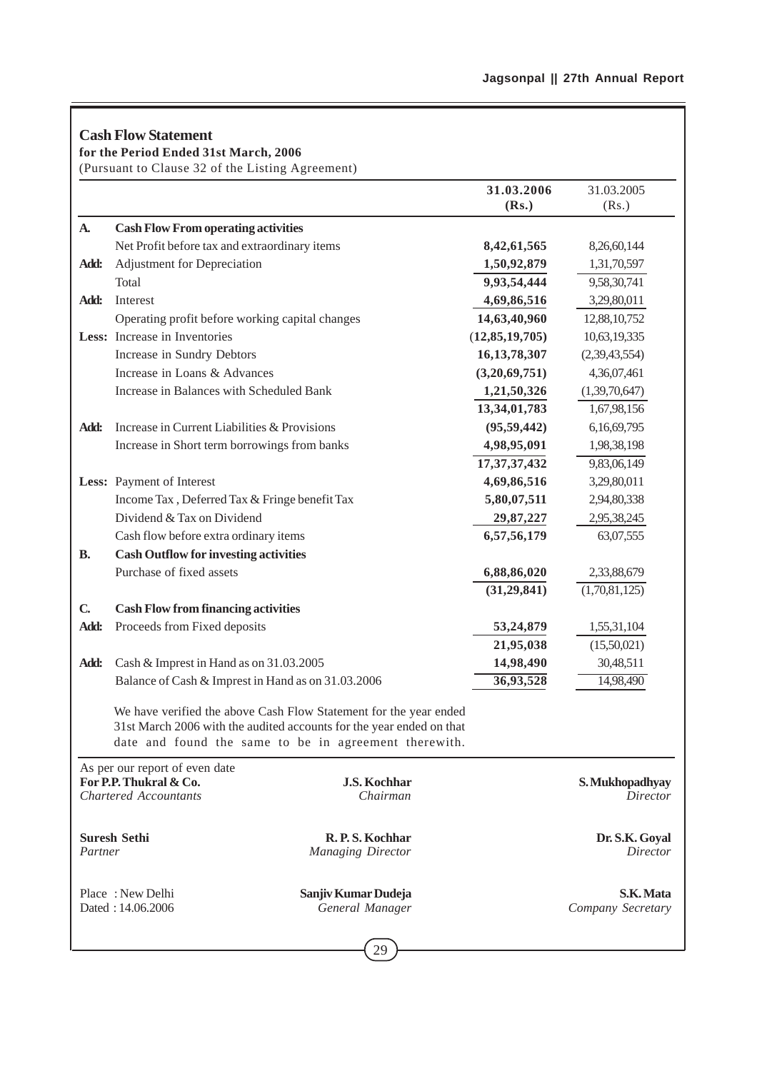## Cash Flow Statement

**for the Period Ended 31st March, 2006**

(Pursuant to Clause 32 of the Listing Agreement)

| | | 31.03.2006 (Rs.) | 31.03.2005 (Rs.) |
|---|---|---|---|
| **A.** | **Cash Flow From operating activities** | | |
| | Net Profit before tax and extraordinary items | **8,42,61,565** | 8,26,60,144 |
| **Add:** | Adjustment for Depreciation | **1,50,92,879** | 1,31,70,597 |
| | Total | **9,93,54,444** | 9,58,30,741 |
| **Add:** | Interest | **4,69,86,516** | 3,29,80,011 |
| | Operating profit before working capital changes | **14,63,40,960** | 12,88,10,752 |
| **Less:** | Increase in Inventories | **(12,85,19,705)** | 10,63,19,335 |
| | Increase in Sundry Debtors | **16,13,78,307** | (2,39,43,554) |
| | Increase in Loans & Advances | **(3,20,69,751)** | 4,36,07,461 |
| | Increase in Balances with Scheduled Bank | **1,21,50,326** | (1,39,70,647) |
| | | **13,34,01,783** | 1,67,98,156 |
| **Add:** | Increase in Current Liabilities & Provisions | **(95,59,442)** | 6,16,69,795 |
| | Increase in Short term borrowings from banks | **4,98,95,091** | 1,98,38,198 |
| | | **17,37,37,432** | 9,83,06,149 |
| **Less:** | Payment of Interest | **4,69,86,516** | 3,29,80,011 |
| | Income Tax , Deferred Tax & Fringe benefit Tax | **5,80,07,511** | 2,94,80,338 |
| | Dividend & Tax on Dividend | **29,87,227** | 2,95,38,245 |
| | Cash flow before extra ordinary items | **6,57,56,179** | 63,07,555 |
| **B.** | **Cash Outflow for investing activities** | | |
| | Purchase of fixed assets | **6,88,86,020** | 2,33,88,679 |
| | | **(31,29,841)** | (1,70,81,125) |
| **C.** | **Cash Flow from financing activities** | | |
| **Add:** | Proceeds from Fixed deposits | **53,24,879** | 1,55,31,104 |
| | | **21,95,038** | (15,50,021) |
| **Add:** | Cash & Imprest in Hand as on 31.03.2005 | **14,98,490** | 30,48,511 |
| | Balance of Cash & Imprest in Hand as on 31.03.2006 | **36,93,528** | 14,98,490 |

We have verified the above Cash Flow Statement for the year ended 31st March 2006 with the audited accounts for the year ended on that date and found the same to be in agreement therewith.

As per our report of even date
**For P.P. Thukral & Co.**
*Chartered Accountants*

**Suresh Sethi**
*Partner*

Place : New Delhi
Dated : 14.06.2006

**J.S. Kochhar**
*Chairman*

**R. P. S. Kochhar**
*Managing Director*

**Sanjiv Kumar Dudeja**
*General Manager*

**S. Mukhopadhyay**
*Director*

**Dr. S.K. Goyal**
*Director*

**S.K. Mata**
*Company Secretary*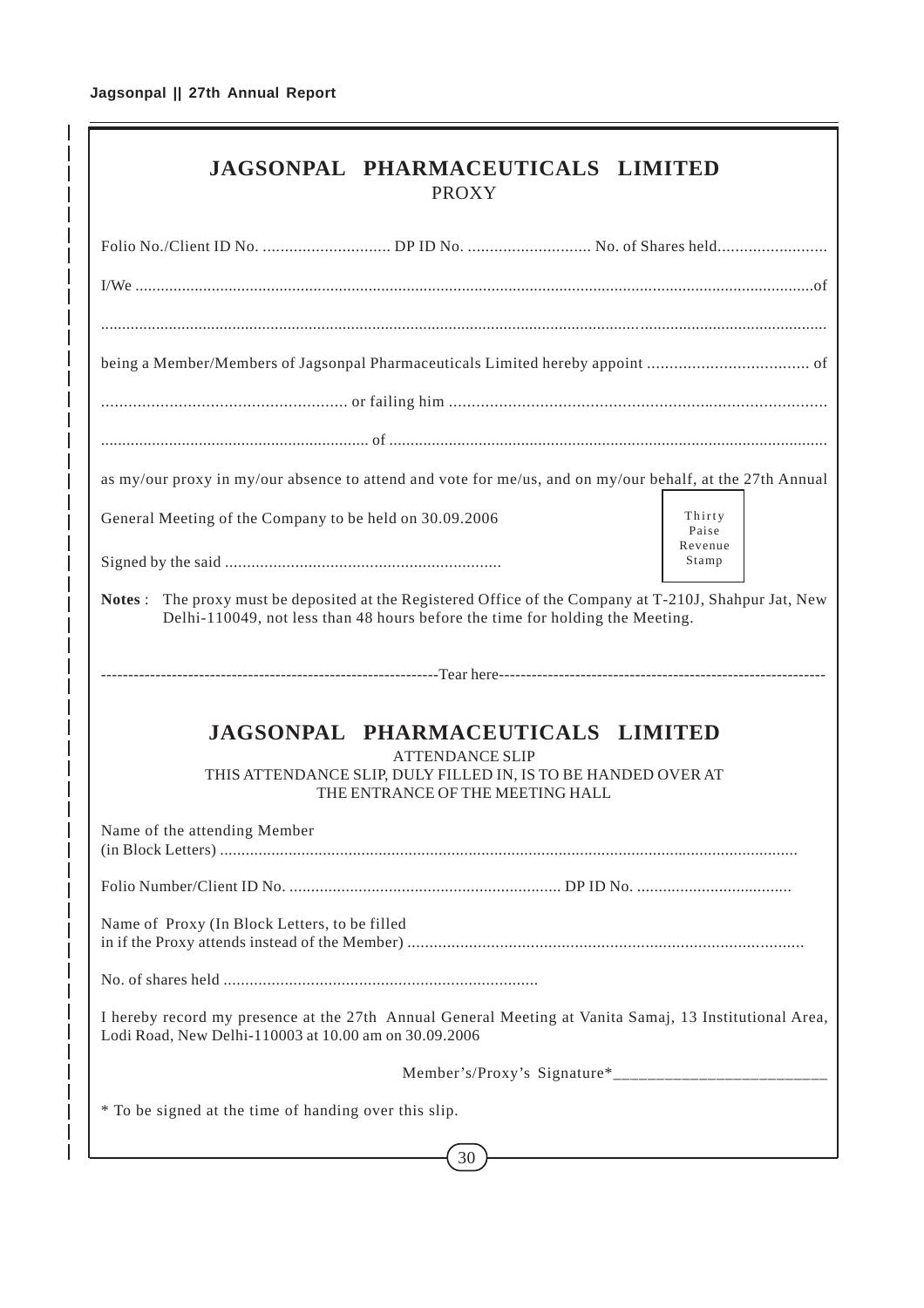# JAGSONPAL PHARMACEUTICALS LIMITED

## PROXY

Folio No./Client ID No. ............................ DP ID No. ........................... No. of Shares held........................

I/We ..........................................................................................................................................................of

.......................................................................................................................................................................

being a Member/Members of Jagsonpal Pharmaceuticals Limited hereby appoint .................................... of

...................................................... or failing him ...................................................................................

.............................................................. of .....................................................................................................

as my/our proxy in my/our absence to attend and vote for me/us, and on my/our behalf, at the 27th Annual General Meeting of the Company to be held on 30.09.2006

Signed by the said ..............................................................

Thirty Paise Revenue Stamp

**Notes** : The proxy must be deposited at the Registered Office of the Company at T-210J, Shahpur Jat, New Delhi-110049, not less than 48 hours before the time for holding the Meeting.

-------------------------------------------------------------Tear here-----------------------------------------------------------

# JAGSONPAL PHARMACEUTICALS LIMITED

ATTENDANCE SLIP

THIS ATTENDANCE SLIP, DULY FILLED IN, IS TO BE HANDED OVER AT THE ENTRANCE OF THE MEETING HALL

Name of the attending Member
(in Block Letters) .....................................................................................................................................

Folio Number/Client ID No. .............................................................. DP ID No. ....................................

Name of Proxy (In Block Letters, to be filled
in if the Proxy attends instead of the Member) .........................................................................................

No. of shares held .......................................................................

I hereby record my presence at the 27th Annual General Meeting at Vanita Samaj, 13 Institutional Area, Lodi Road, New Delhi-110003 at 10.00 am on 30.09.2006

Member's/Proxy's Signature*________________________

* To be signed at the time of handing over this slip.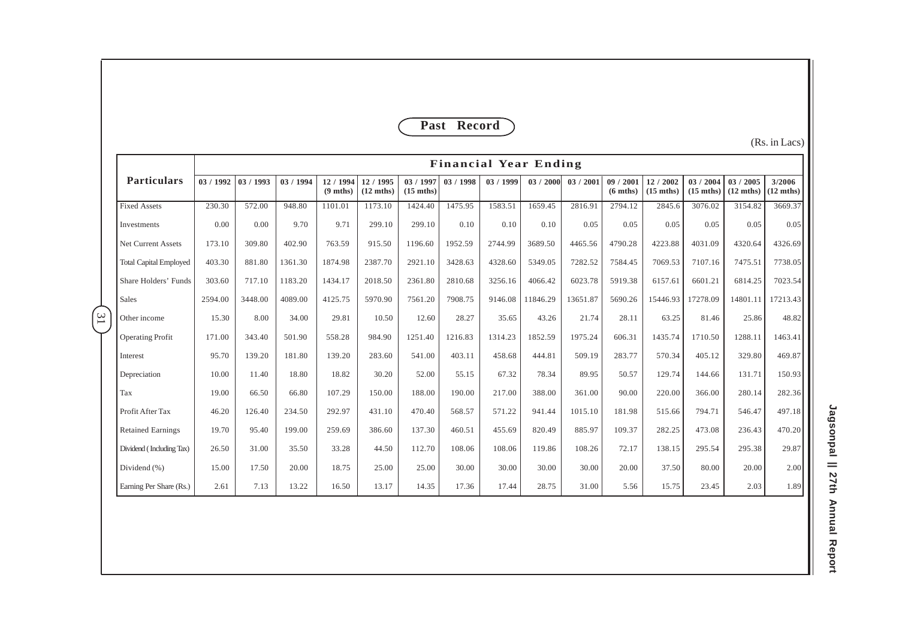## Past Record

(Rs. in Lacs)

| Particulars | Financial Year Ending | | | | | | | | | | | | | | |
|---|---|---|---|---|---|---|---|---|---|---|---|---|---|---|---|
| | 03 / 1992 | 03 / 1993 | 03 / 1994 | 12 / 1994 (9 mths) | 12 / 1995 (12 mths) | 03 / 1997 (15 mths) | 03 / 1998 | 03 / 1999 | 03 / 2000 | 03 / 2001 | 09 / 2001 (6 mths) | 12 / 2002 (15 mths) | 03 / 2004 (15 mths) | 03 / 2005 (12 mths) | 3/2006 (12 mths) |
| Fixed Assets | 230.30 | 572.00 | 948.80 | 1101.01 | 1173.10 | 1424.40 | 1475.95 | 1583.51 | 1659.45 | 2816.91 | 2794.12 | 2845.6 | 3076.02 | 3154.82 | 3669.37 |
| Investments | 0.00 | 0.00 | 9.70 | 9.71 | 299.10 | 299.10 | 0.10 | 0.10 | 0.10 | 0.05 | 0.05 | 0.05 | 0.05 | 0.05 | 0.05 |
| Net Current Assets | 173.10 | 309.80 | 402.90 | 763.59 | 915.50 | 1196.60 | 1952.59 | 2744.99 | 3689.50 | 4465.56 | 4790.28 | 4223.88 | 4031.09 | 4320.64 | 4326.69 |
| Total Capital Employed | 403.30 | 881.80 | 1361.30 | 1874.98 | 2387.70 | 2921.10 | 3428.63 | 4328.60 | 5349.05 | 7282.52 | 7584.45 | 7069.53 | 7107.16 | 7475.51 | 7738.05 |
| Share Holders' Funds | 303.60 | 717.10 | 1183.20 | 1434.17 | 2018.50 | 2361.80 | 2810.68 | 3256.16 | 4066.42 | 6023.78 | 5919.38 | 6157.61 | 6601.21 | 6814.25 | 7023.54 |
| Sales | 2594.00 | 3448.00 | 4089.00 | 4125.75 | 5970.90 | 7561.20 | 7908.75 | 9146.08 | 11846.29 | 13651.87 | 5690.26 | 15446.93 | 17278.09 | 14801.11 | 17213.43 |
| Other income | 15.30 | 8.00 | 34.00 | 29.81 | 10.50 | 12.60 | 28.27 | 35.65 | 43.26 | 21.74 | 28.11 | 63.25 | 81.46 | 25.86 | 48.82 |
| Operating Profit | 171.00 | 343.40 | 501.90 | 558.28 | 984.90 | 1251.40 | 1216.83 | 1314.23 | 1852.59 | 1975.24 | 606.31 | 1435.74 | 1710.50 | 1288.11 | 1463.41 |
| Interest | 95.70 | 139.20 | 181.80 | 139.20 | 283.60 | 541.00 | 403.11 | 458.68 | 444.81 | 509.19 | 283.77 | 570.34 | 405.12 | 329.80 | 469.87 |
| Depreciation | 10.00 | 11.40 | 18.80 | 18.82 | 30.20 | 52.00 | 55.15 | 67.32 | 78.34 | 89.95 | 50.57 | 129.74 | 144.66 | 131.71 | 150.93 |
| Tax | 19.00 | 66.50 | 66.80 | 107.29 | 150.00 | 188.00 | 190.00 | 217.00 | 388.00 | 361.00 | 90.00 | 220.00 | 366.00 | 280.14 | 282.36 |
| Profit After Tax | 46.20 | 126.40 | 234.50 | 292.97 | 431.10 | 470.40 | 568.57 | 571.22 | 941.44 | 1015.10 | 181.98 | 515.66 | 794.71 | 546.47 | 497.18 |
| Retained Earnings | 19.70 | 95.40 | 199.00 | 259.69 | 386.60 | 137.30 | 460.51 | 455.69 | 820.49 | 885.97 | 109.37 | 282.25 | 473.08 | 236.43 | 470.20 |
| Dividend ( Including Tax) | 26.50 | 31.00 | 35.50 | 33.28 | 44.50 | 112.70 | 108.06 | 108.06 | 119.86 | 108.26 | 72.17 | 138.15 | 295.54 | 295.38 | 29.87 |
| Dividend (%) | 15.00 | 17.50 | 20.00 | 18.75 | 25.00 | 25.00 | 30.00 | 30.00 | 30.00 | 30.00 | 20.00 | 37.50 | 80.00 | 20.00 | 2.00 |
| Earning Per Share (Rs.) | 2.61 | 7.13 | 13.22 | 16.50 | 13.17 | 14.35 | 17.36 | 17.44 | 28.75 | 31.00 | 5.56 | 15.75 | 23.45 | 2.03 | 1.89 |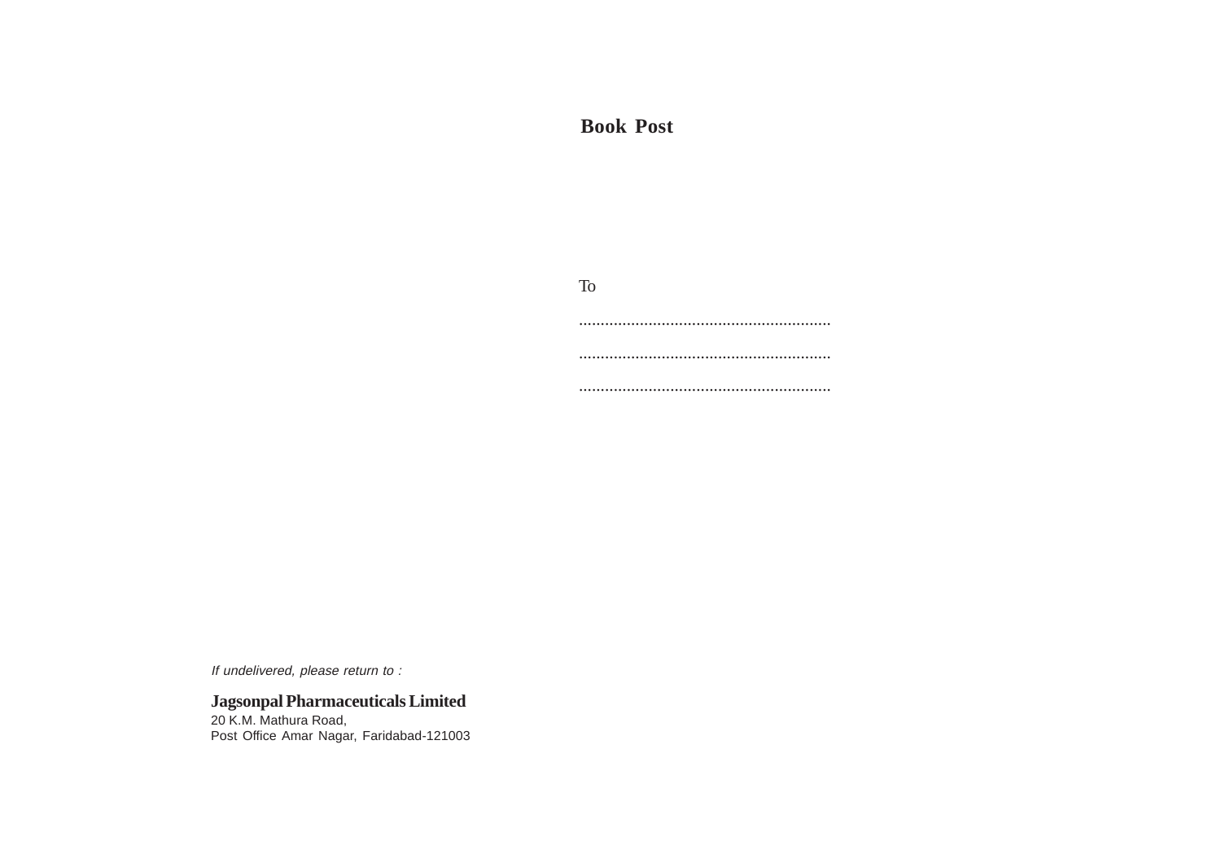**Book Post**

To

..........................................................

..........................................................

..........................................................

*If undelivered, please return to :*

**Jagsonpal Pharmaceuticals Limited**
20 K.M. Mathura Road,
Post Office Amar Nagar, Faridabad-121003